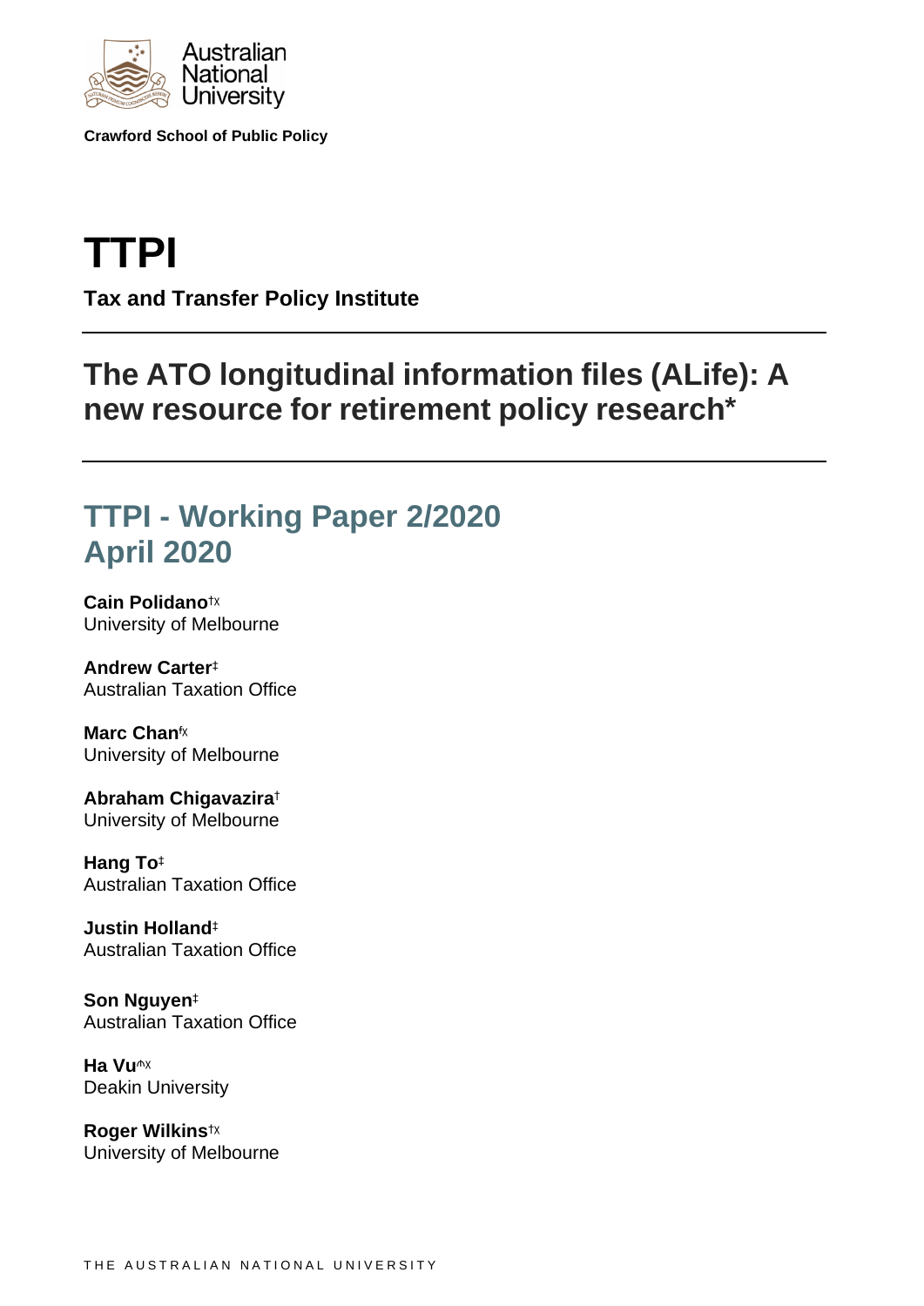Crawford School of Public Policy

# TTPI

**Tax and Transfer Policy Institute**

## The ATO longitudinal information files (ALife): A new resource for retirement policy research*

## TTPI - Working Paper 2/2020
## April 2020

**Cain Polidano**[†χ]
University of Melbourne

**Andrew Carter**[‡]
Australian Taxation Office

**Marc Chan**[fχ]
University of Melbourne

**Abraham Chigavazira**[†]
University of Melbourne

**Hang To**[‡]
Australian Taxation Office

**Justin Holland**[‡]
Australian Taxation Office

**Son Nguyen**[‡]
Australian Taxation Office

**Ha Vu**[^χ]
Deakin University

**Roger Wilkins**[†χ]
University of Melbourne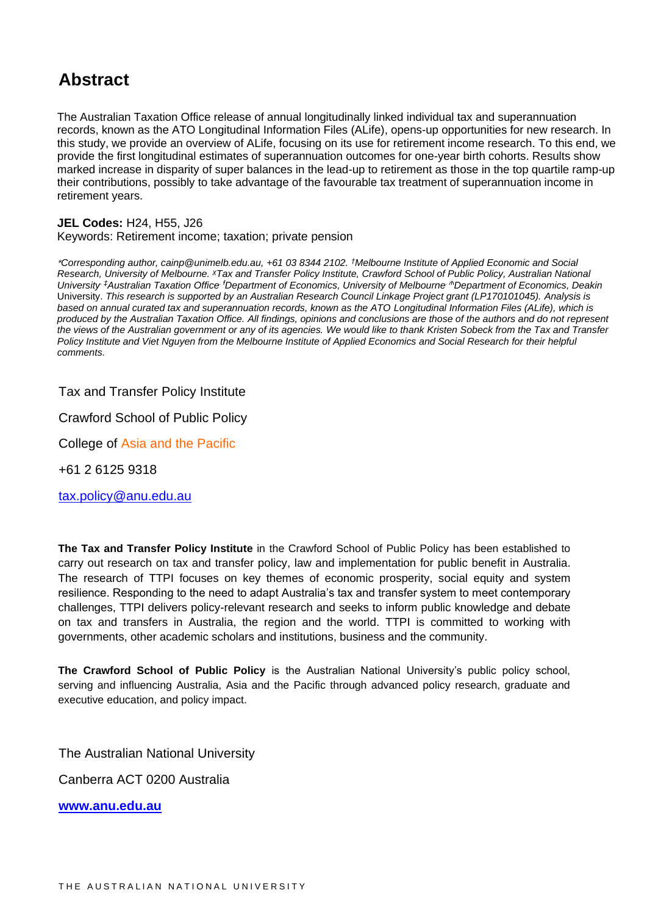## Abstract

The Australian Taxation Office release of annual longitudinally linked individual tax and superannuation records, known as the ATO Longitudinal Information Files (ALife), opens-up opportunities for new research. In this study, we provide an overview of ALife, focusing on its use for retirement income research. To this end, we provide the first longitudinal estimates of superannuation outcomes for one-year birth cohorts. Results show marked increase in disparity of super balances in the lead-up to retirement as those in the top quartile ramp-up their contributions, possibly to take advantage of the favourable tax treatment of superannuation income in retirement years.

**JEL Codes:** H24, H55, J26
Keywords: Retirement income; taxation; private pension

*\*Corresponding author, cainp@unimelb.edu.au, +61 03 8344 2102. †Melbourne Institute of Applied Economic and Social Research, University of Melbourne. ᵡTax and Transfer Policy Institute, Crawford School of Public Policy, Australian National University. ‡Australian Taxation Office. ᶠDepartment of Economics, University of Melbourne. ^Department of Economics, Deakin* University. *This research is supported by an Australian Research Council Linkage Project grant (LP170101045). Analysis is based on annual curated tax and superannuation records, known as the ATO Longitudinal Information Files (ALife), which is produced by the Australian Taxation Office. All findings, opinions and conclusions are those of the authors and do not represent the views of the Australian government or any of its agencies. We would like to thank Kristen Sobeck from the Tax and Transfer Policy Institute and Viet Nguyen from the Melbourne Institute of Applied Economics and Social Research for their helpful comments.*

Tax and Transfer Policy Institute

Crawford School of Public Policy

College of Asia and the Pacific

+61 2 6125 9318

tax.policy@anu.edu.au

**The Tax and Transfer Policy Institute** in the Crawford School of Public Policy has been established to carry out research on tax and transfer policy, law and implementation for public benefit in Australia. The research of TTPI focuses on key themes of economic prosperity, social equity and system resilience. Responding to the need to adapt Australia's tax and transfer system to meet contemporary challenges, TTPI delivers policy-relevant research and seeks to inform public knowledge and debate on tax and transfers in Australia, the region and the world. TTPI is committed to working with governments, other academic scholars and institutions, business and the community.

**The Crawford School of Public Policy** is the Australian National University's public policy school, serving and influencing Australia, Asia and the Pacific through advanced policy research, graduate and executive education, and policy impact.

The Australian National University

Canberra ACT 0200 Australia

**www.anu.edu.au**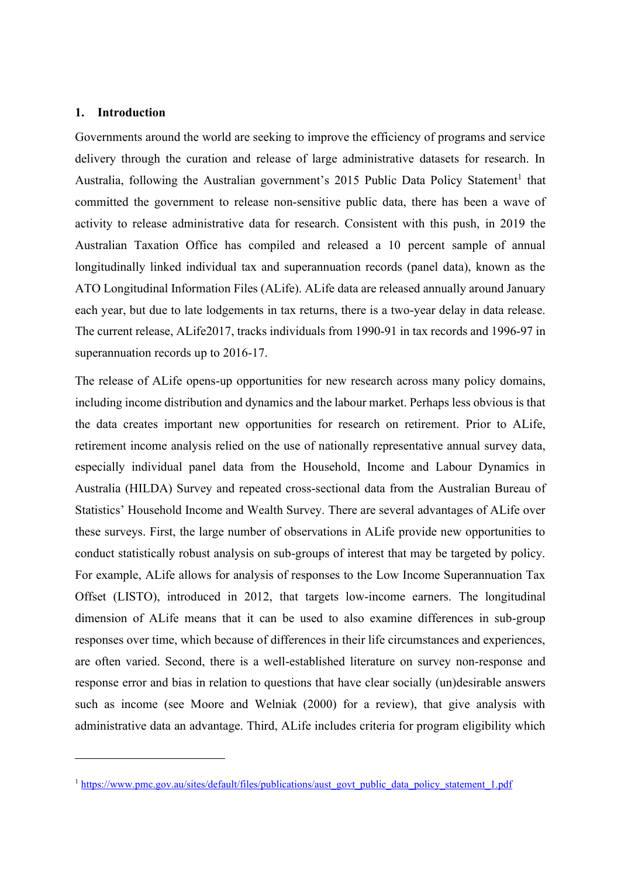## 1. Introduction

Governments around the world are seeking to improve the efficiency of programs and service delivery through the curation and release of large administrative datasets for research. In Australia, following the Australian government's 2015 Public Data Policy Statement[1] that committed the government to release non-sensitive public data, there has been a wave of activity to release administrative data for research. Consistent with this push, in 2019 the Australian Taxation Office has compiled and released a 10 percent sample of annual longitudinally linked individual tax and superannuation records (panel data), known as the ATO Longitudinal Information Files (ALife). ALife data are released annually around January each year, but due to late lodgements in tax returns, there is a two-year delay in data release. The current release, ALife2017, tracks individuals from 1990-91 in tax records and 1996-97 in superannuation records up to 2016-17.

The release of ALife opens-up opportunities for new research across many policy domains, including income distribution and dynamics and the labour market. Perhaps less obvious is that the data creates important new opportunities for research on retirement. Prior to ALife, retirement income analysis relied on the use of nationally representative annual survey data, especially individual panel data from the Household, Income and Labour Dynamics in Australia (HILDA) Survey and repeated cross-sectional data from the Australian Bureau of Statistics' Household Income and Wealth Survey. There are several advantages of ALife over these surveys. First, the large number of observations in ALife provide new opportunities to conduct statistically robust analysis on sub-groups of interest that may be targeted by policy. For example, ALife allows for analysis of responses to the Low Income Superannuation Tax Offset (LISTO), introduced in 2012, that targets low-income earners. The longitudinal dimension of ALife means that it can be used to also examine differences in sub-group responses over time, which because of differences in their life circumstances and experiences, are often varied. Second, there is a well-established literature on survey non-response and response error and bias in relation to questions that have clear socially (un)desirable answers such as income (see Moore and Welniak (2000) for a review), that give analysis with administrative data an advantage. Third, ALife includes criteria for program eligibility which

[1] https://www.pmc.gov.au/sites/default/files/publications/aust_govt_public_data_policy_statement_1.pdf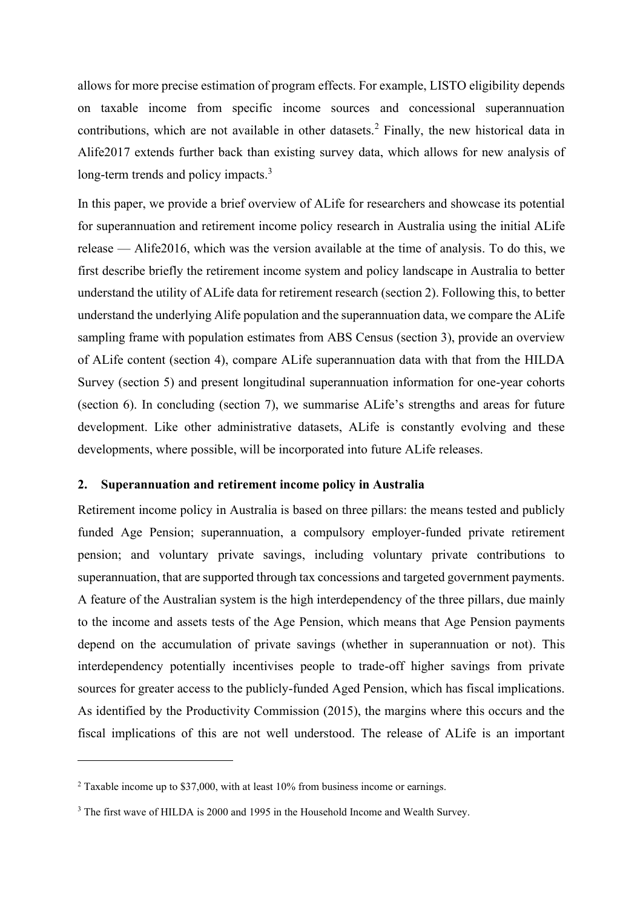allows for more precise estimation of program effects. For example, LISTO eligibility depends on taxable income from specific income sources and concessional superannuation contributions, which are not available in other datasets.[2] Finally, the new historical data in Alife2017 extends further back than existing survey data, which allows for new analysis of long-term trends and policy impacts.[3]

In this paper, we provide a brief overview of ALife for researchers and showcase its potential for superannuation and retirement income policy research in Australia using the initial ALife release — Alife2016, which was the version available at the time of analysis. To do this, we first describe briefly the retirement income system and policy landscape in Australia to better understand the utility of ALife data for retirement research (section 2). Following this, to better understand the underlying Alife population and the superannuation data, we compare the ALife sampling frame with population estimates from ABS Census (section 3), provide an overview of ALife content (section 4), compare ALife superannuation data with that from the HILDA Survey (section 5) and present longitudinal superannuation information for one-year cohorts (section 6). In concluding (section 7), we summarise ALife's strengths and areas for future development. Like other administrative datasets, ALife is constantly evolving and these developments, where possible, will be incorporated into future ALife releases.

## 2. Superannuation and retirement income policy in Australia

Retirement income policy in Australia is based on three pillars: the means tested and publicly funded Age Pension; superannuation, a compulsory employer-funded private retirement pension; and voluntary private savings, including voluntary private contributions to superannuation, that are supported through tax concessions and targeted government payments. A feature of the Australian system is the high interdependency of the three pillars, due mainly to the income and assets tests of the Age Pension, which means that Age Pension payments depend on the accumulation of private savings (whether in superannuation or not). This interdependency potentially incentivises people to trade-off higher savings from private sources for greater access to the publicly-funded Aged Pension, which has fiscal implications. As identified by the Productivity Commission (2015), the margins where this occurs and the fiscal implications of this are not well understood. The release of ALife is an important

---

[2] Taxable income up to $37,000, with at least 10% from business income or earnings.

[3] The first wave of HILDA is 2000 and 1995 in the Household Income and Wealth Survey.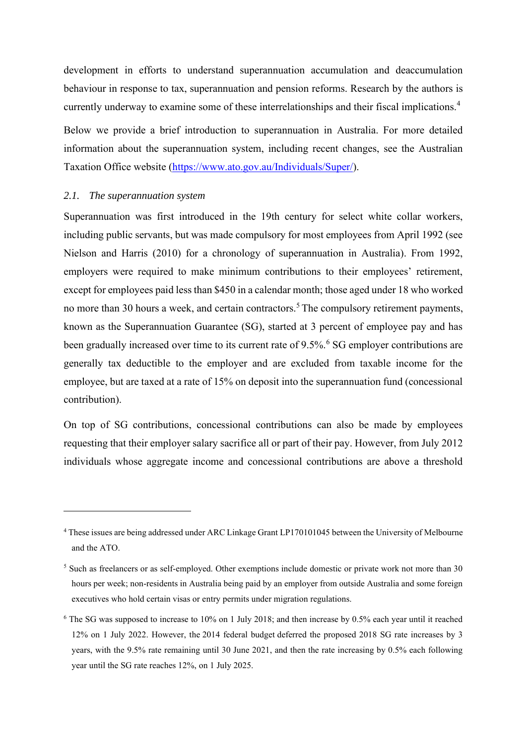development in efforts to understand superannuation accumulation and deaccumulation behaviour in response to tax, superannuation and pension reforms. Research by the authors is currently underway to examine some of these interrelationships and their fiscal implications.[4]

Below we provide a brief introduction to superannuation in Australia. For more detailed information about the superannuation system, including recent changes, see the Australian Taxation Office website (https://www.ato.gov.au/Individuals/Super/).

### *2.1. The superannuation system*

Superannuation was first introduced in the 19th century for select white collar workers, including public servants, but was made compulsory for most employees from April 1992 (see Nielson and Harris (2010) for a chronology of superannuation in Australia). From 1992, employers were required to make minimum contributions to their employees' retirement, except for employees paid less than $450 in a calendar month; those aged under 18 who worked no more than 30 hours a week, and certain contractors.[5] The compulsory retirement payments, known as the Superannuation Guarantee (SG), started at 3 percent of employee pay and has been gradually increased over time to its current rate of 9.5%.[6] SG employer contributions are generally tax deductible to the employer and are excluded from taxable income for the employee, but are taxed at a rate of 15% on deposit into the superannuation fund (concessional contribution).

On top of SG contributions, concessional contributions can also be made by employees requesting that their employer salary sacrifice all or part of their pay. However, from July 2012 individuals whose aggregate income and concessional contributions are above a threshold

---

[4] These issues are being addressed under ARC Linkage Grant LP170101045 between the University of Melbourne and the ATO.

[5] Such as freelancers or as self-employed. Other exemptions include domestic or private work not more than 30 hours per week; non-residents in Australia being paid by an employer from outside Australia and some foreign executives who hold certain visas or entry permits under migration regulations.

[6] The SG was supposed to increase to 10% on 1 July 2018; and then increase by 0.5% each year until it reached 12% on 1 July 2022. However, the 2014 federal budget deferred the proposed 2018 SG rate increases by 3 years, with the 9.5% rate remaining until 30 June 2021, and then the rate increasing by 0.5% each following year until the SG rate reaches 12%, on 1 July 2025.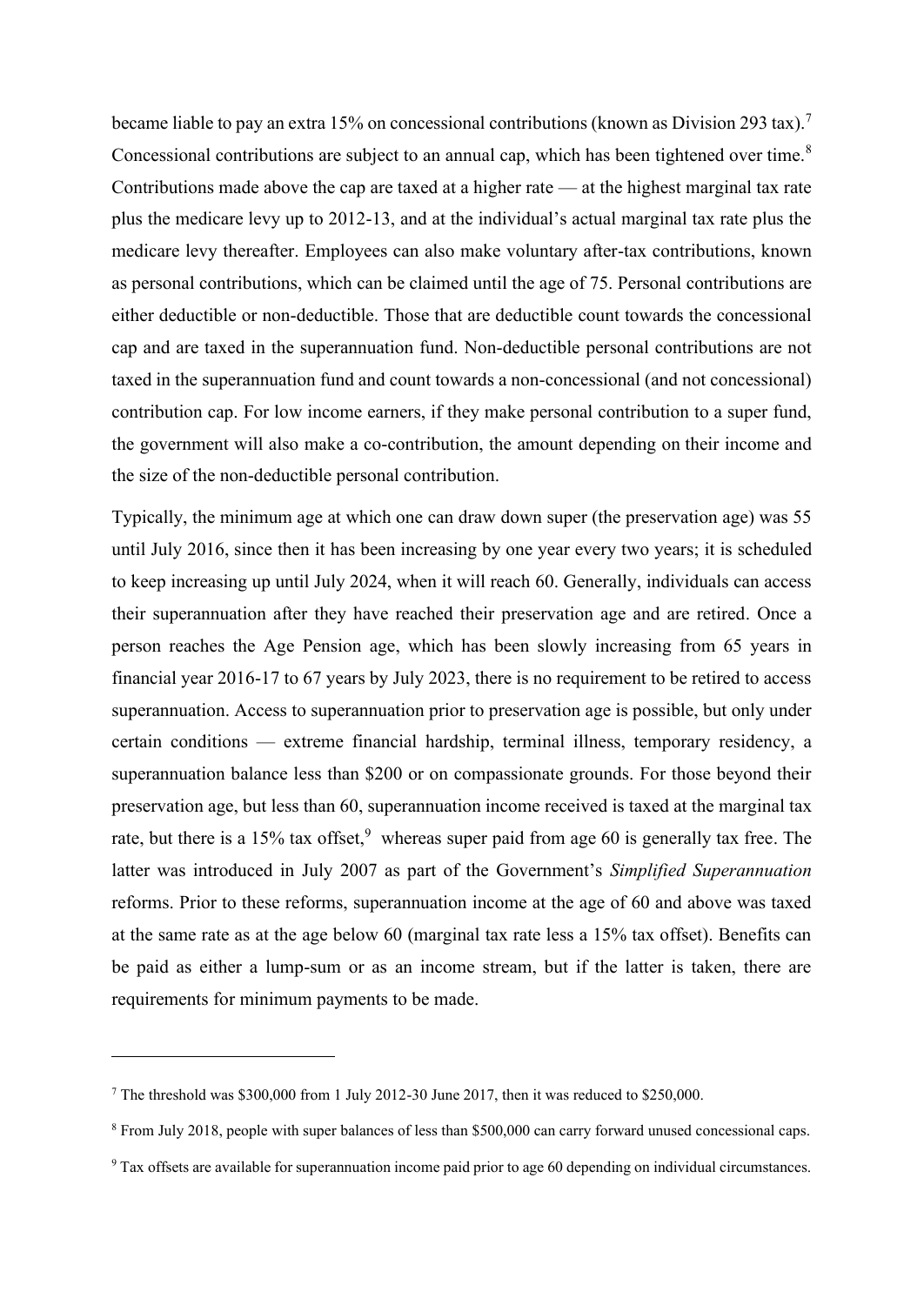became liable to pay an extra 15% on concessional contributions (known as Division 293 tax).[7] Concessional contributions are subject to an annual cap, which has been tightened over time.[8] Contributions made above the cap are taxed at a higher rate — at the highest marginal tax rate plus the medicare levy up to 2012-13, and at the individual's actual marginal tax rate plus the medicare levy thereafter. Employees can also make voluntary after-tax contributions, known as personal contributions, which can be claimed until the age of 75. Personal contributions are either deductible or non-deductible. Those that are deductible count towards the concessional cap and are taxed in the superannuation fund. Non-deductible personal contributions are not taxed in the superannuation fund and count towards a non-concessional (and not concessional) contribution cap. For low income earners, if they make personal contribution to a super fund, the government will also make a co-contribution, the amount depending on their income and the size of the non-deductible personal contribution.

Typically, the minimum age at which one can draw down super (the preservation age) was 55 until July 2016, since then it has been increasing by one year every two years; it is scheduled to keep increasing up until July 2024, when it will reach 60. Generally, individuals can access their superannuation after they have reached their preservation age and are retired. Once a person reaches the Age Pension age, which has been slowly increasing from 65 years in financial year 2016-17 to 67 years by July 2023, there is no requirement to be retired to access superannuation. Access to superannuation prior to preservation age is possible, but only under certain conditions — extreme financial hardship, terminal illness, temporary residency, a superannuation balance less than $200 or on compassionate grounds. For those beyond their preservation age, but less than 60, superannuation income received is taxed at the marginal tax rate, but there is a 15% tax offset,[9] whereas super paid from age 60 is generally tax free. The latter was introduced in July 2007 as part of the Government's *Simplified Superannuation* reforms. Prior to these reforms, superannuation income at the age of 60 and above was taxed at the same rate as at the age below 60 (marginal tax rate less a 15% tax offset). Benefits can be paid as either a lump-sum or as an income stream, but if the latter is taken, there are requirements for minimum payments to be made.

---

[7] The threshold was $300,000 from 1 July 2012-30 June 2017, then it was reduced to $250,000.

[8] From July 2018, people with super balances of less than $500,000 can carry forward unused concessional caps.

[9] Tax offsets are available for superannuation income paid prior to age 60 depending on individual circumstances.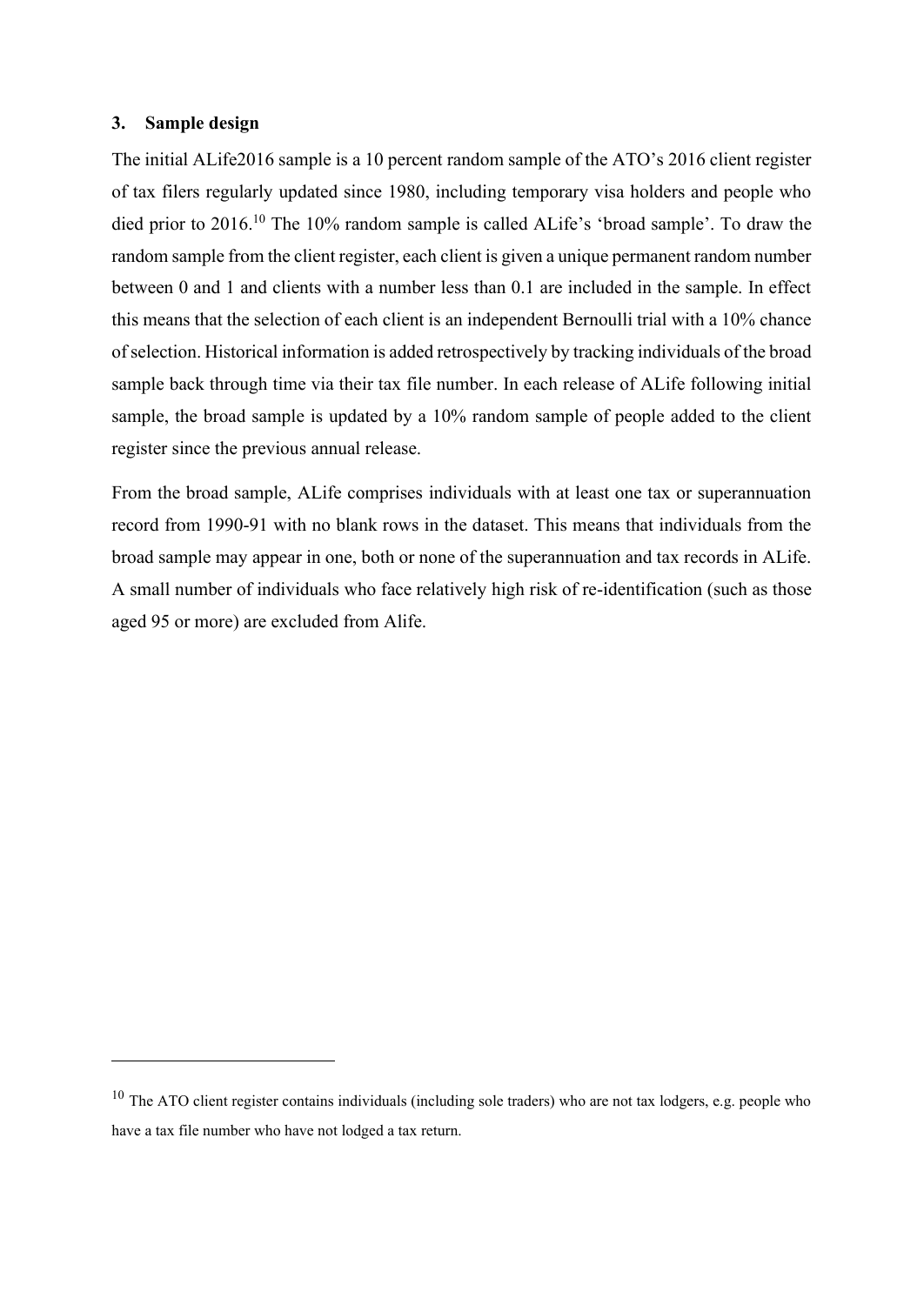## 3. Sample design

The initial ALife2016 sample is a 10 percent random sample of the ATO's 2016 client register of tax filers regularly updated since 1980, including temporary visa holders and people who died prior to 2016.[10] The 10% random sample is called ALife's 'broad sample'. To draw the random sample from the client register, each client is given a unique permanent random number between 0 and 1 and clients with a number less than 0.1 are included in the sample. In effect this means that the selection of each client is an independent Bernoulli trial with a 10% chance of selection. Historical information is added retrospectively by tracking individuals of the broad sample back through time via their tax file number. In each release of ALife following initial sample, the broad sample is updated by a 10% random sample of people added to the client register since the previous annual release.

From the broad sample, ALife comprises individuals with at least one tax or superannuation record from 1990-91 with no blank rows in the dataset. This means that individuals from the broad sample may appear in one, both or none of the superannuation and tax records in ALife. A small number of individuals who face relatively high risk of re-identification (such as those aged 95 or more) are excluded from Alife.

---

[10] The ATO client register contains individuals (including sole traders) who are not tax lodgers, e.g. people who have a tax file number who have not lodged a tax return.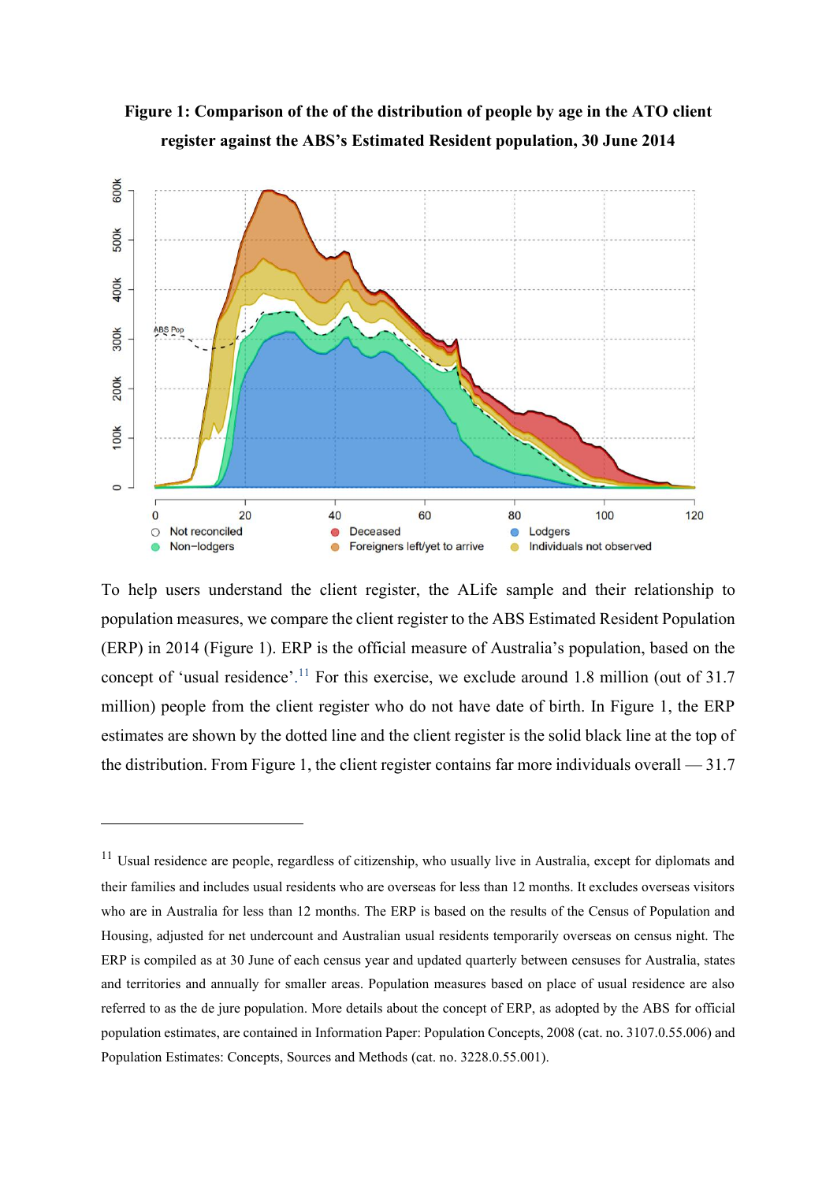**Figure 1: Comparison of the of the distribution of people by age in the ATO client register against the ABS's Estimated Resident population, 30 June 2014**

To help users understand the client register, the ALife sample and their relationship to population measures, we compare the client register to the ABS Estimated Resident Population (ERP) in 2014 (Figure 1). ERP is the official measure of Australia's population, based on the concept of 'usual residence'.[11] For this exercise, we exclude around 1.8 million (out of 31.7 million) people from the client register who do not have date of birth. In Figure 1, the ERP estimates are shown by the dotted line and the client register is the solid black line at the top of the distribution. From Figure 1, the client register contains far more individuals overall — 31.7

[11] Usual residence are people, regardless of citizenship, who usually live in Australia, except for diplomats and their families and includes usual residents who are overseas for less than 12 months. It excludes overseas visitors who are in Australia for less than 12 months. The ERP is based on the results of the Census of Population and Housing, adjusted for net undercount and Australian usual residents temporarily overseas on census night. The ERP is compiled as at 30 June of each census year and updated quarterly between censuses for Australia, states and territories and annually for smaller areas. Population measures based on place of usual residence are also referred to as the de jure population. More details about the concept of ERP, as adopted by the ABS for official population estimates, are contained in Information Paper: Population Concepts, 2008 (cat. no. 3107.0.55.006) and Population Estimates: Concepts, Sources and Methods (cat. no. 3228.0.55.001).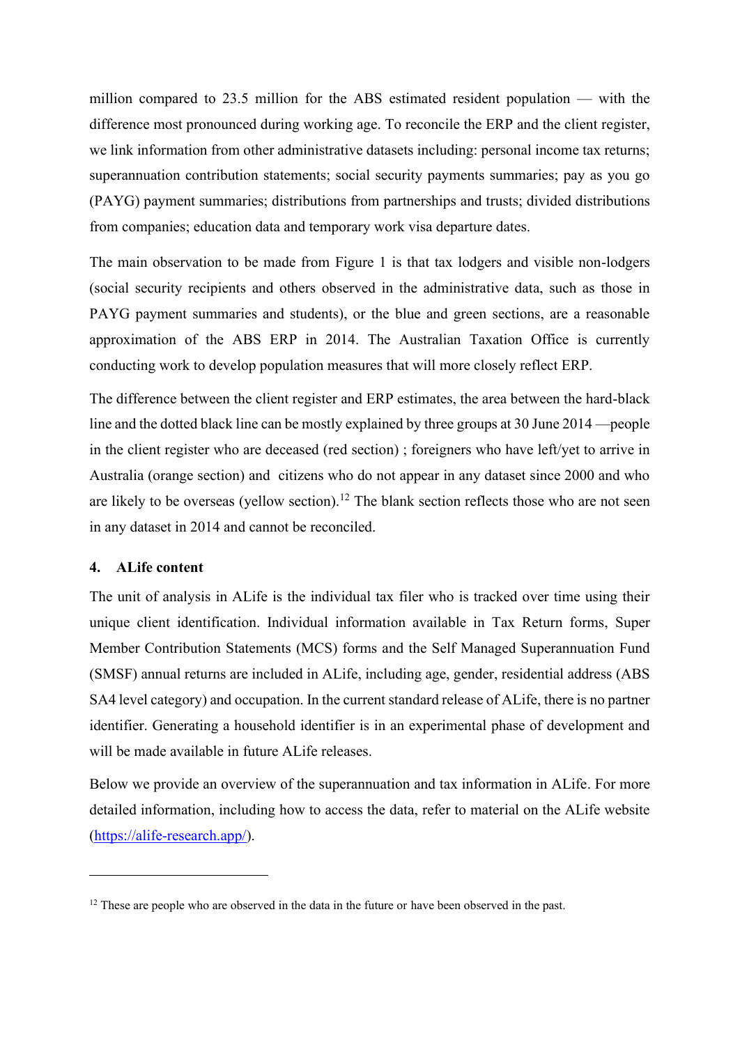million compared to 23.5 million for the ABS estimated resident population — with the difference most pronounced during working age. To reconcile the ERP and the client register, we link information from other administrative datasets including: personal income tax returns; superannuation contribution statements; social security payments summaries; pay as you go (PAYG) payment summaries; distributions from partnerships and trusts; divided distributions from companies; education data and temporary work visa departure dates.

The main observation to be made from Figure 1 is that tax lodgers and visible non-lodgers (social security recipients and others observed in the administrative data, such as those in PAYG payment summaries and students), or the blue and green sections, are a reasonable approximation of the ABS ERP in 2014. The Australian Taxation Office is currently conducting work to develop population measures that will more closely reflect ERP.

The difference between the client register and ERP estimates, the area between the hard-black line and the dotted black line can be mostly explained by three groups at 30 June 2014 —people in the client register who are deceased (red section) ; foreigners who have left/yet to arrive in Australia (orange section) and citizens who do not appear in any dataset since 2000 and who are likely to be overseas (yellow section).[12] The blank section reflects those who are not seen in any dataset in 2014 and cannot be reconciled.

## 4. ALife content

The unit of analysis in ALife is the individual tax filer who is tracked over time using their unique client identification. Individual information available in Tax Return forms, Super Member Contribution Statements (MCS) forms and the Self Managed Superannuation Fund (SMSF) annual returns are included in ALife, including age, gender, residential address (ABS SA4 level category) and occupation. In the current standard release of ALife, there is no partner identifier. Generating a household identifier is in an experimental phase of development and will be made available in future ALife releases.

Below we provide an overview of the superannuation and tax information in ALife. For more detailed information, including how to access the data, refer to material on the ALife website (https://alife-research.app/).

---

[12] These are people who are observed in the data in the future or have been observed in the past.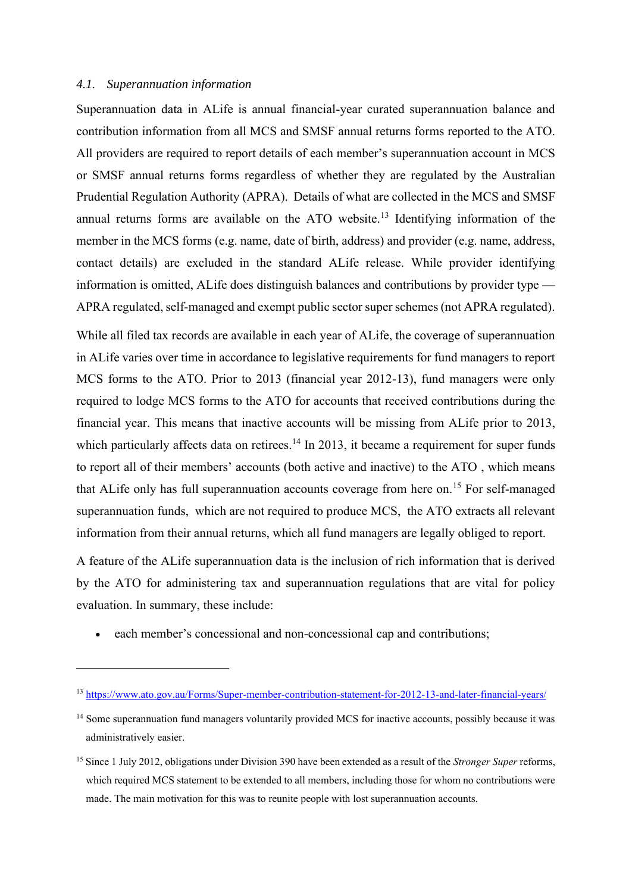### *4.1. Superannuation information*

Superannuation data in ALife is annual financial-year curated superannuation balance and contribution information from all MCS and SMSF annual returns forms reported to the ATO. All providers are required to report details of each member's superannuation account in MCS or SMSF annual returns forms regardless of whether they are regulated by the Australian Prudential Regulation Authority (APRA). Details of what are collected in the MCS and SMSF annual returns forms are available on the ATO website.[13] Identifying information of the member in the MCS forms (e.g. name, date of birth, address) and provider (e.g. name, address, contact details) are excluded in the standard ALife release. While provider identifying information is omitted, ALife does distinguish balances and contributions by provider type — APRA regulated, self-managed and exempt public sector super schemes (not APRA regulated).

While all filed tax records are available in each year of ALife, the coverage of superannuation in ALife varies over time in accordance to legislative requirements for fund managers to report MCS forms to the ATO. Prior to 2013 (financial year 2012-13), fund managers were only required to lodge MCS forms to the ATO for accounts that received contributions during the financial year. This means that inactive accounts will be missing from ALife prior to 2013, which particularly affects data on retirees.[14] In 2013, it became a requirement for super funds to report all of their members' accounts (both active and inactive) to the ATO , which means that ALife only has full superannuation accounts coverage from here on.[15] For self-managed superannuation funds, which are not required to produce MCS, the ATO extracts all relevant information from their annual returns, which all fund managers are legally obliged to report.

A feature of the ALife superannuation data is the inclusion of rich information that is derived by the ATO for administering tax and superannuation regulations that are vital for policy evaluation. In summary, these include:

- each member's concessional and non-concessional cap and contributions;

---

[13] https://www.ato.gov.au/Forms/Super-member-contribution-statement-for-2012-13-and-later-financial-years/

[14] Some superannuation fund managers voluntarily provided MCS for inactive accounts, possibly because it was administratively easier.

[15] Since 1 July 2012, obligations under Division 390 have been extended as a result of the *Stronger Super* reforms, which required MCS statement to be extended to all members, including those for whom no contributions were made. The main motivation for this was to reunite people with lost superannuation accounts.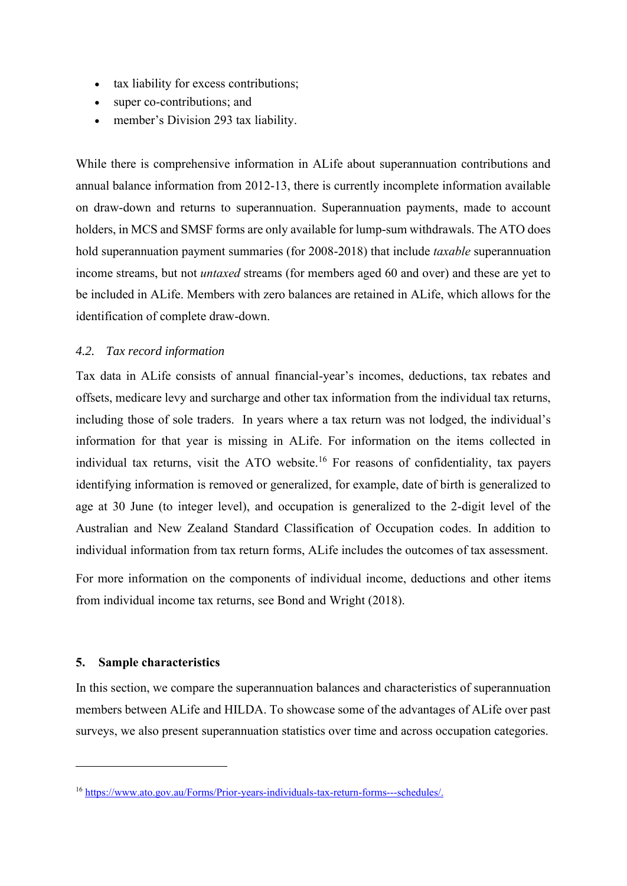- tax liability for excess contributions;
- super co-contributions; and
- member's Division 293 tax liability.

While there is comprehensive information in ALife about superannuation contributions and annual balance information from 2012-13, there is currently incomplete information available on draw-down and returns to superannuation. Superannuation payments, made to account holders, in MCS and SMSF forms are only available for lump-sum withdrawals. The ATO does hold superannuation payment summaries (for 2008-2018) that include *taxable* superannuation income streams, but not *untaxed* streams (for members aged 60 and over) and these are yet to be included in ALife. Members with zero balances are retained in ALife, which allows for the identification of complete draw-down.

### *4.2. Tax record information*

Tax data in ALife consists of annual financial-year's incomes, deductions, tax rebates and offsets, medicare levy and surcharge and other tax information from the individual tax returns, including those of sole traders. In years where a tax return was not lodged, the individual's information for that year is missing in ALife. For information on the items collected in individual tax returns, visit the ATO website.[16] For reasons of confidentiality, tax payers identifying information is removed or generalized, for example, date of birth is generalized to age at 30 June (to integer level), and occupation is generalized to the 2-digit level of the Australian and New Zealand Standard Classification of Occupation codes. In addition to individual information from tax return forms, ALife includes the outcomes of tax assessment.

For more information on the components of individual income, deductions and other items from individual income tax returns, see Bond and Wright (2018).

## 5. Sample characteristics

In this section, we compare the superannuation balances and characteristics of superannuation members between ALife and HILDA. To showcase some of the advantages of ALife over past surveys, we also present superannuation statistics over time and across occupation categories.

---

[16] https://www.ato.gov.au/Forms/Prior-years-individuals-tax-return-forms---schedules/.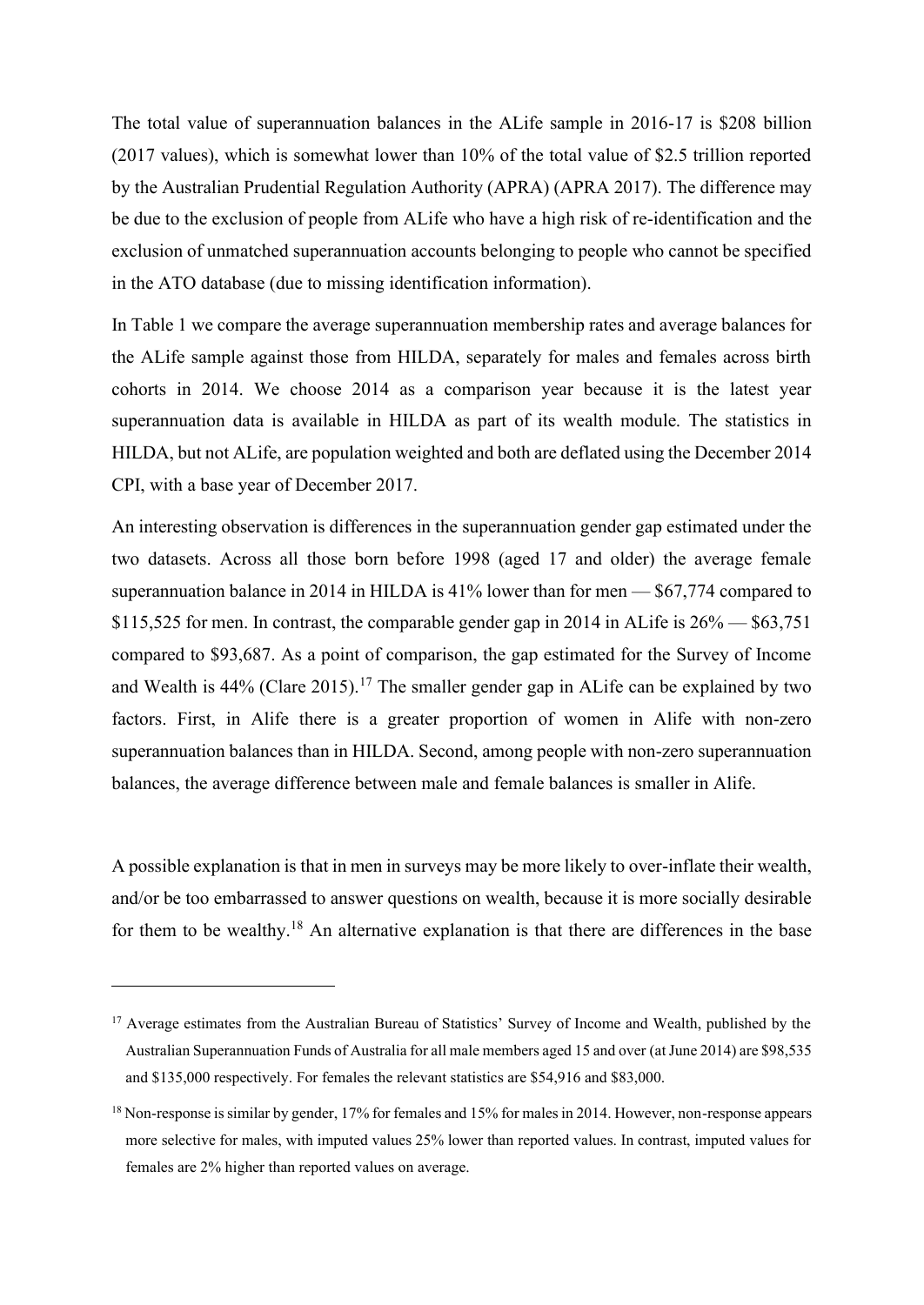The total value of superannuation balances in the ALife sample in 2016-17 is $208 billion (2017 values), which is somewhat lower than 10% of the total value of $2.5 trillion reported by the Australian Prudential Regulation Authority (APRA) (APRA 2017). The difference may be due to the exclusion of people from ALife who have a high risk of re-identification and the exclusion of unmatched superannuation accounts belonging to people who cannot be specified in the ATO database (due to missing identification information).

In Table 1 we compare the average superannuation membership rates and average balances for the ALife sample against those from HILDA, separately for males and females across birth cohorts in 2014. We choose 2014 as a comparison year because it is the latest year superannuation data is available in HILDA as part of its wealth module. The statistics in HILDA, but not ALife, are population weighted and both are deflated using the December 2014 CPI, with a base year of December 2017.

An interesting observation is differences in the superannuation gender gap estimated under the two datasets. Across all those born before 1998 (aged 17 and older) the average female superannuation balance in 2014 in HILDA is 41% lower than for men — $67,774 compared to $115,525 for men. In contrast, the comparable gender gap in 2014 in ALife is 26% — $63,751 compared to $93,687. As a point of comparison, the gap estimated for the Survey of Income and Wealth is 44% (Clare 2015).[17] The smaller gender gap in ALife can be explained by two factors. First, in Alife there is a greater proportion of women in Alife with non-zero superannuation balances than in HILDA. Second, among people with non-zero superannuation balances, the average difference between male and female balances is smaller in Alife.

A possible explanation is that in men in surveys may be more likely to over-inflate their wealth, and/or be too embarrassed to answer questions on wealth, because it is more socially desirable for them to be wealthy.[18] An alternative explanation is that there are differences in the base

---

[17] Average estimates from the Australian Bureau of Statistics' Survey of Income and Wealth, published by the Australian Superannuation Funds of Australia for all male members aged 15 and over (at June 2014) are $98,535 and $135,000 respectively. For females the relevant statistics are $54,916 and $83,000.

[18] Non-response is similar by gender, 17% for females and 15% for males in 2014. However, non-response appears more selective for males, with imputed values 25% lower than reported values. In contrast, imputed values for females are 2% higher than reported values on average.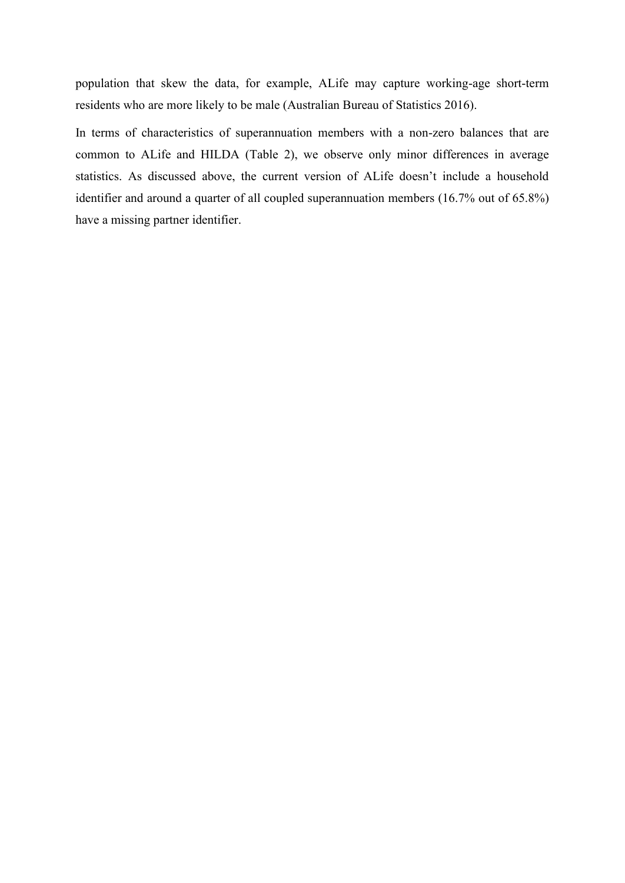population that skew the data, for example, ALife may capture working-age short-term residents who are more likely to be male (Australian Bureau of Statistics 2016).

In terms of characteristics of superannuation members with a non-zero balances that are common to ALife and HILDA (Table 2), we observe only minor differences in average statistics. As discussed above, the current version of ALife doesn't include a household identifier and around a quarter of all coupled superannuation members (16.7% out of 65.8%) have a missing partner identifier.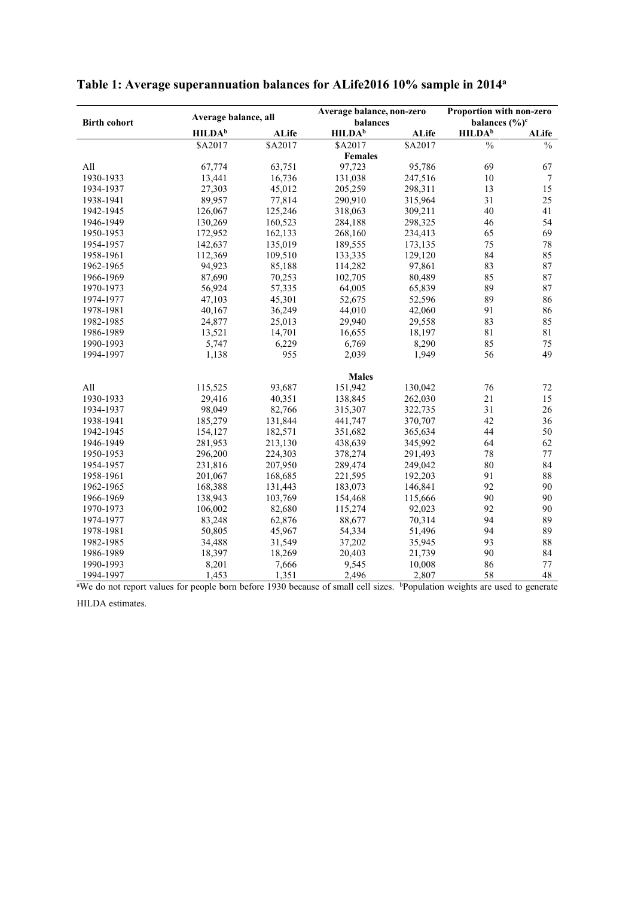# Table 1: Average superannuation balances for ALife2016 10% sample in 2014[a]

| Birth cohort | Average balance, all | | Average balance, non-zero balances | | Proportion with non-zero balances (%)[c] | |
|---|---|---|---|---|---|---|
| | HILDA[b] | ALife | HILDA[b] | ALife | HILDA[b] | ALife |
| | $A2017 | $A2017 | $A2017 | $A2017 | % | % |
| | | | **Females** | | | |
| All | 67,774 | 63,751 | 97,723 | 95,786 | 69 | 67 |
| 1930-1933 | 13,441 | 16,736 | 131,038 | 247,516 | 10 | 7 |
| 1934-1937 | 27,303 | 45,012 | 205,259 | 298,311 | 13 | 15 |
| 1938-1941 | 89,957 | 77,814 | 290,910 | 315,964 | 31 | 25 |
| 1942-1945 | 126,067 | 125,246 | 318,063 | 309,211 | 40 | 41 |
| 1946-1949 | 130,269 | 160,523 | 284,188 | 298,325 | 46 | 54 |
| 1950-1953 | 172,952 | 162,133 | 268,160 | 234,413 | 65 | 69 |
| 1954-1957 | 142,637 | 135,019 | 189,555 | 173,135 | 75 | 78 |
| 1958-1961 | 112,369 | 109,510 | 133,335 | 129,120 | 84 | 85 |
| 1962-1965 | 94,923 | 85,188 | 114,282 | 97,861 | 83 | 87 |
| 1966-1969 | 87,690 | 70,253 | 102,705 | 80,489 | 85 | 87 |
| 1970-1973 | 56,924 | 57,335 | 64,005 | 65,839 | 89 | 87 |
| 1974-1977 | 47,103 | 45,301 | 52,675 | 52,596 | 89 | 86 |
| 1978-1981 | 40,167 | 36,249 | 44,010 | 42,060 | 91 | 86 |
| 1982-1985 | 24,877 | 25,013 | 29,940 | 29,558 | 83 | 85 |
| 1986-1989 | 13,521 | 14,701 | 16,655 | 18,197 | 81 | 81 |
| 1990-1993 | 5,747 | 6,229 | 6,769 | 8,290 | 85 | 75 |
| 1994-1997 | 1,138 | 955 | 2,039 | 1,949 | 56 | 49 |
| | | | **Males** | | | |
| All | 115,525 | 93,687 | 151,942 | 130,042 | 76 | 72 |
| 1930-1933 | 29,416 | 40,351 | 138,845 | 262,030 | 21 | 15 |
| 1934-1937 | 98,049 | 82,766 | 315,307 | 322,735 | 31 | 26 |
| 1938-1941 | 185,279 | 131,844 | 441,747 | 370,707 | 42 | 36 |
| 1942-1945 | 154,127 | 182,571 | 351,682 | 365,634 | 44 | 50 |
| 1946-1949 | 281,953 | 213,130 | 438,639 | 345,992 | 64 | 62 |
| 1950-1953 | 296,200 | 224,303 | 378,274 | 291,493 | 78 | 77 |
| 1954-1957 | 231,816 | 207,950 | 289,474 | 249,042 | 80 | 84 |
| 1958-1961 | 201,067 | 168,685 | 221,595 | 192,203 | 91 | 88 |
| 1962-1965 | 168,388 | 131,443 | 183,073 | 146,841 | 92 | 90 |
| 1966-1969 | 138,943 | 103,769 | 154,468 | 115,666 | 90 | 90 |
| 1970-1973 | 106,002 | 82,680 | 115,274 | 92,023 | 92 | 90 |
| 1974-1977 | 83,248 | 62,876 | 88,677 | 70,314 | 94 | 89 |
| 1978-1981 | 50,805 | 45,967 | 54,334 | 51,496 | 94 | 89 |
| 1982-1985 | 34,488 | 31,549 | 37,202 | 35,945 | 93 | 88 |
| 1986-1989 | 18,397 | 18,269 | 20,403 | 21,739 | 90 | 84 |
| 1990-1993 | 8,201 | 7,666 | 9,545 | 10,008 | 86 | 77 |
| 1994-1997 | 1,453 | 1,351 | 2,496 | 2,807 | 58 | 48 |

[a]We do not report values for people born before 1930 because of small cell sizes. [b]Population weights are used to generate HILDA estimates.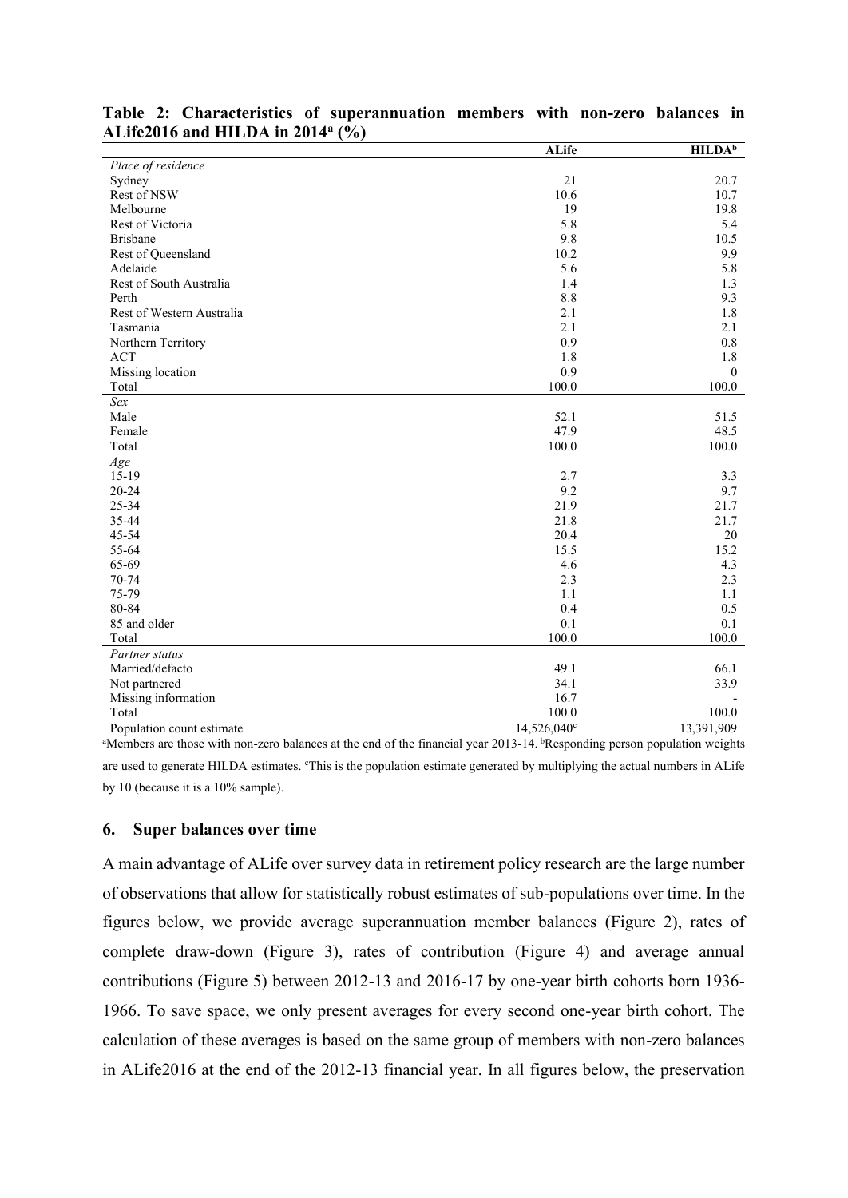**Table 2: Characteristics of superannuation members with non-zero balances in ALife2016 and HILDA in 2014[a] (%)**

| | ALife | HILDA[b] |
|---|---|---|
| *Place of residence* | | |
| Sydney | 21 | 20.7 |
| Rest of NSW | 10.6 | 10.7 |
| Melbourne | 19 | 19.8 |
| Rest of Victoria | 5.8 | 5.4 |
| Brisbane | 9.8 | 10.5 |
| Rest of Queensland | 10.2 | 9.9 |
| Adelaide | 5.6 | 5.8 |
| Rest of South Australia | 1.4 | 1.3 |
| Perth | 8.8 | 9.3 |
| Rest of Western Australia | 2.1 | 1.8 |
| Tasmania | 2.1 | 2.1 |
| Northern Territory | 0.9 | 0.8 |
| ACT | 1.8 | 1.8 |
| Missing location | 0.9 | 0 |
| Total | 100.0 | 100.0 |
| *Sex* | | |
| Male | 52.1 | 51.5 |
| Female | 47.9 | 48.5 |
| Total | 100.0 | 100.0 |
| *Age* | | |
| 15-19 | 2.7 | 3.3 |
| 20-24 | 9.2 | 9.7 |
| 25-34 | 21.9 | 21.7 |
| 35-44 | 21.8 | 21.7 |
| 45-54 | 20.4 | 20 |
| 55-64 | 15.5 | 15.2 |
| 65-69 | 4.6 | 4.3 |
| 70-74 | 2.3 | 2.3 |
| 75-79 | 1.1 | 1.1 |
| 80-84 | 0.4 | 0.5 |
| 85 and older | 0.1 | 0.1 |
| Total | 100.0 | 100.0 |
| *Partner status* | | |
| Married/defacto | 49.1 | 66.1 |
| Not partnered | 34.1 | 33.9 |
| Missing information | 16.7 | - |
| Total | 100.0 | 100.0 |
| Population count estimate | 14,526,040[c] | 13,391,909 |

[a]Members are those with non-zero balances at the end of the financial year 2013-14. [b]Responding person population weights are used to generate HILDA estimates. [c]This is the population estimate generated by multiplying the actual numbers in ALife by 10 (because it is a 10% sample).

## 6. Super balances over time

A main advantage of ALife over survey data in retirement policy research are the large number of observations that allow for statistically robust estimates of sub-populations over time. In the figures below, we provide average superannuation member balances (Figure 2), rates of complete draw-down (Figure 3), rates of contribution (Figure 4) and average annual contributions (Figure 5) between 2012-13 and 2016-17 by one-year birth cohorts born 1936-1966. To save space, we only present averages for every second one-year birth cohort. The calculation of these averages is based on the same group of members with non-zero balances in ALife2016 at the end of the 2012-13 financial year. In all figures below, the preservation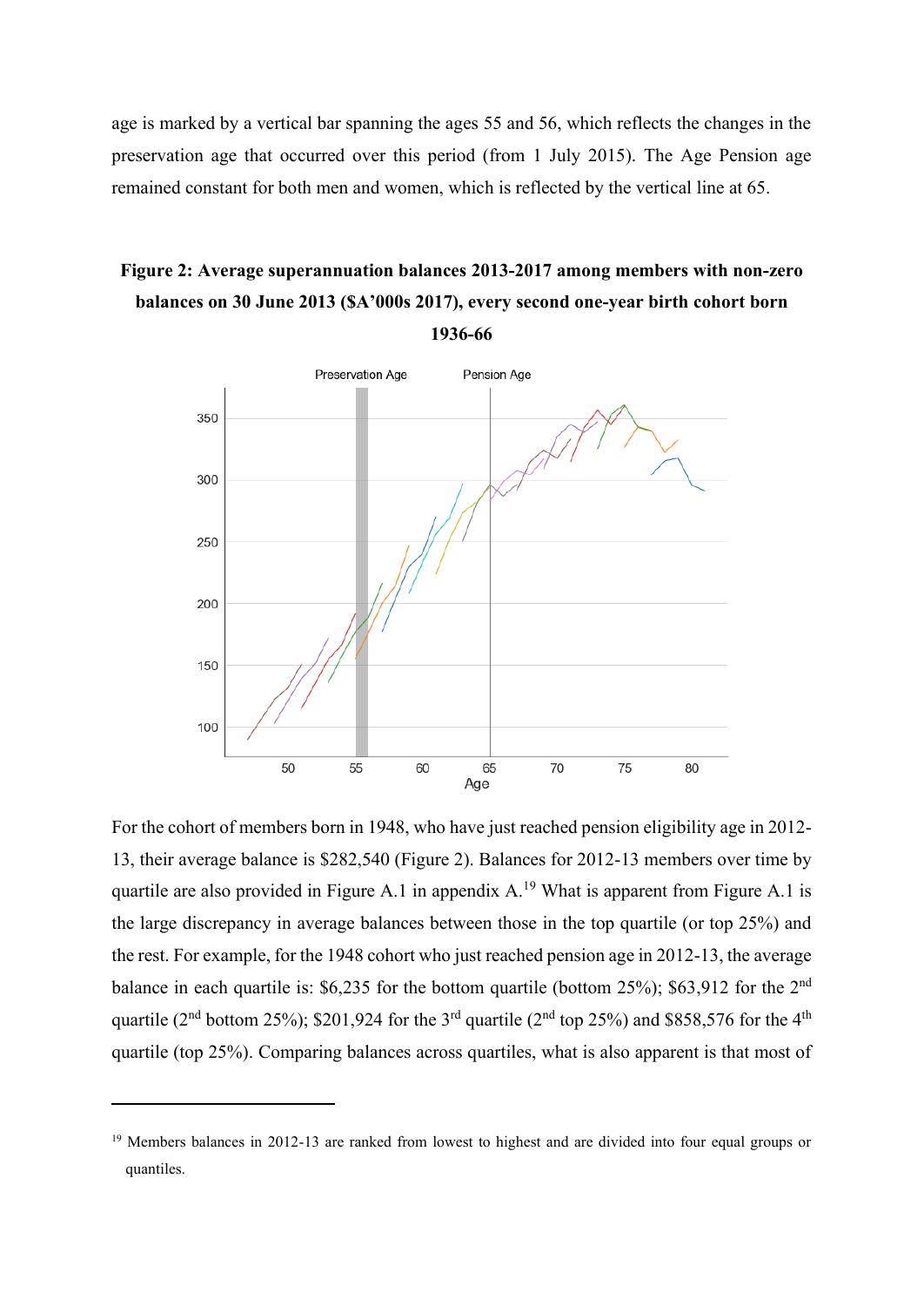age is marked by a vertical bar spanning the ages 55 and 56, which reflects the changes in the preservation age that occurred over this period (from 1 July 2015). The Age Pension age remained constant for both men and women, which is reflected by the vertical line at 65.

**Figure 2: Average superannuation balances 2013-2017 among members with non-zero balances on 30 June 2013 ($A'000s 2017), every second one-year birth cohort born 1936-66**

For the cohort of members born in 1948, who have just reached pension eligibility age in 2012-13, their average balance is $282,540 (Figure 2). Balances for 2012-13 members over time by quartile are also provided in Figure A.1 in appendix A.[19] What is apparent from Figure A.1 is the large discrepancy in average balances between those in the top quartile (or top 25%) and the rest. For example, for the 1948 cohort who just reached pension age in 2012-13, the average balance in each quartile is: $6,235 for the bottom quartile (bottom 25%); $63,912 for the 2nd quartile (2nd bottom 25%); $201,924 for the 3rd quartile (2nd top 25%) and $858,576 for the 4th quartile (top 25%). Comparing balances across quartiles, what is also apparent is that most of

[19] Members balances in 2012-13 are ranked from lowest to highest and are divided into four equal groups or quantiles.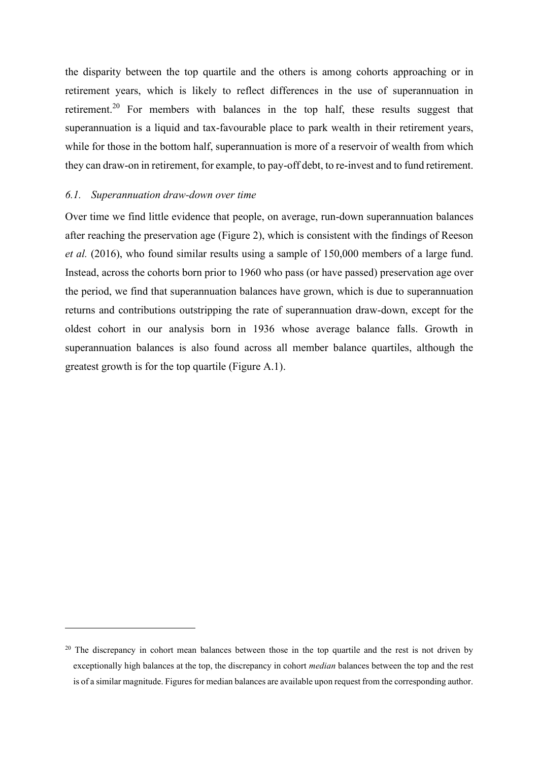the disparity between the top quartile and the others is among cohorts approaching or in retirement years, which is likely to reflect differences in the use of superannuation in retirement.[20] For members with balances in the top half, these results suggest that superannuation is a liquid and tax-favourable place to park wealth in their retirement years, while for those in the bottom half, superannuation is more of a reservoir of wealth from which they can draw-on in retirement, for example, to pay-off debt, to re-invest and to fund retirement.

### *6.1. Superannuation draw-down over time*

Over time we find little evidence that people, on average, run-down superannuation balances after reaching the preservation age (Figure 2), which is consistent with the findings of Reeson *et al.* (2016), who found similar results using a sample of 150,000 members of a large fund. Instead, across the cohorts born prior to 1960 who pass (or have passed) preservation age over the period, we find that superannuation balances have grown, which is due to superannuation returns and contributions outstripping the rate of superannuation draw-down, except for the oldest cohort in our analysis born in 1936 whose average balance falls. Growth in superannuation balances is also found across all member balance quartiles, although the greatest growth is for the top quartile (Figure A.1).

---

[20] The discrepancy in cohort mean balances between those in the top quartile and the rest is not driven by exceptionally high balances at the top, the discrepancy in cohort *median* balances between the top and the rest is of a similar magnitude. Figures for median balances are available upon request from the corresponding author.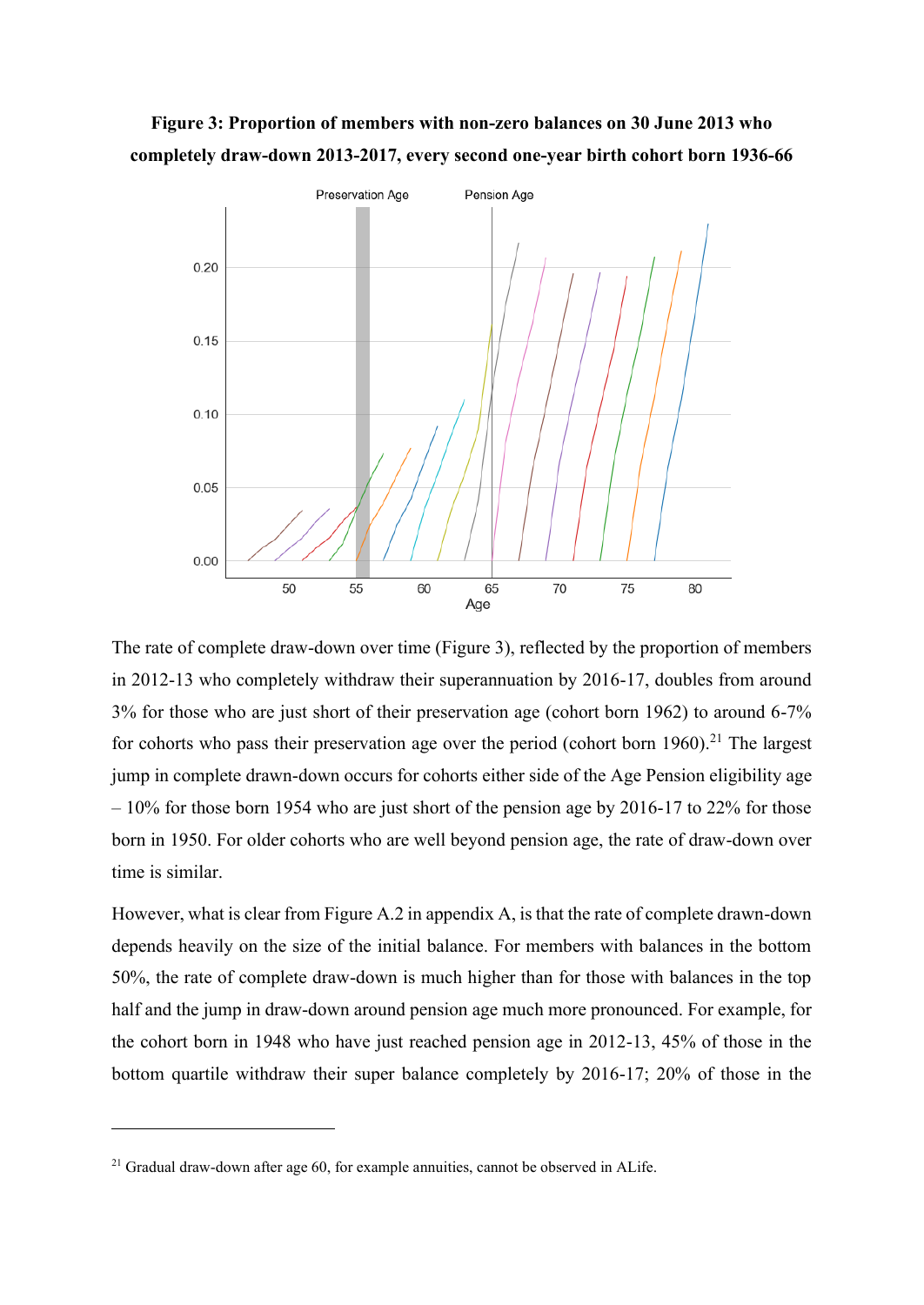**Figure 3: Proportion of members with non-zero balances on 30 June 2013 who completely draw-down 2013-2017, every second one-year birth cohort born 1936-66**

The rate of complete draw-down over time (Figure 3), reflected by the proportion of members in 2012-13 who completely withdraw their superannuation by 2016-17, doubles from around 3% for those who are just short of their preservation age (cohort born 1962) to around 6-7% for cohorts who pass their preservation age over the period (cohort born 1960).[21] The largest jump in complete drawn-down occurs for cohorts either side of the Age Pension eligibility age – 10% for those born 1954 who are just short of the pension age by 2016-17 to 22% for those born in 1950. For older cohorts who are well beyond pension age, the rate of draw-down over time is similar.

However, what is clear from Figure A.2 in appendix A, is that the rate of complete drawn-down depends heavily on the size of the initial balance. For members with balances in the bottom 50%, the rate of complete draw-down is much higher than for those with balances in the top half and the jump in draw-down around pension age much more pronounced. For example, for the cohort born in 1948 who have just reached pension age in 2012-13, 45% of those in the bottom quartile withdraw their super balance completely by 2016-17; 20% of those in the

[21] Gradual draw-down after age 60, for example annuities, cannot be observed in ALife.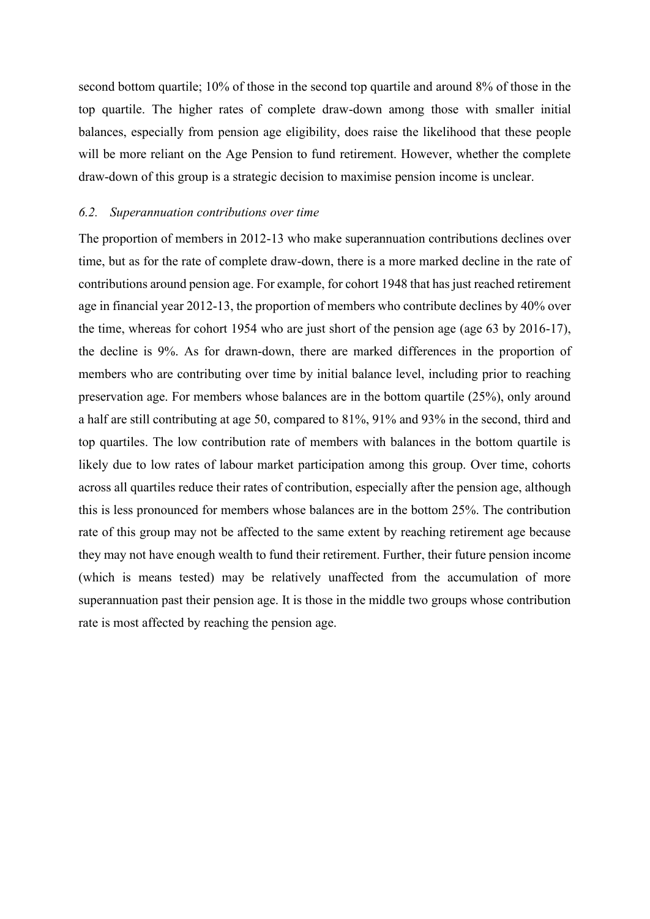second bottom quartile; 10% of those in the second top quartile and around 8% of those in the top quartile. The higher rates of complete draw-down among those with smaller initial balances, especially from pension age eligibility, does raise the likelihood that these people will be more reliant on the Age Pension to fund retirement. However, whether the complete draw-down of this group is a strategic decision to maximise pension income is unclear.

### *6.2. Superannuation contributions over time*

The proportion of members in 2012-13 who make superannuation contributions declines over time, but as for the rate of complete draw-down, there is a more marked decline in the rate of contributions around pension age. For example, for cohort 1948 that has just reached retirement age in financial year 2012-13, the proportion of members who contribute declines by 40% over the time, whereas for cohort 1954 who are just short of the pension age (age 63 by 2016-17), the decline is 9%. As for drawn-down, there are marked differences in the proportion of members who are contributing over time by initial balance level, including prior to reaching preservation age. For members whose balances are in the bottom quartile (25%), only around a half are still contributing at age 50, compared to 81%, 91% and 93% in the second, third and top quartiles. The low contribution rate of members with balances in the bottom quartile is likely due to low rates of labour market participation among this group. Over time, cohorts across all quartiles reduce their rates of contribution, especially after the pension age, although this is less pronounced for members whose balances are in the bottom 25%. The contribution rate of this group may not be affected to the same extent by reaching retirement age because they may not have enough wealth to fund their retirement. Further, their future pension income (which is means tested) may be relatively unaffected from the accumulation of more superannuation past their pension age. It is those in the middle two groups whose contribution rate is most affected by reaching the pension age.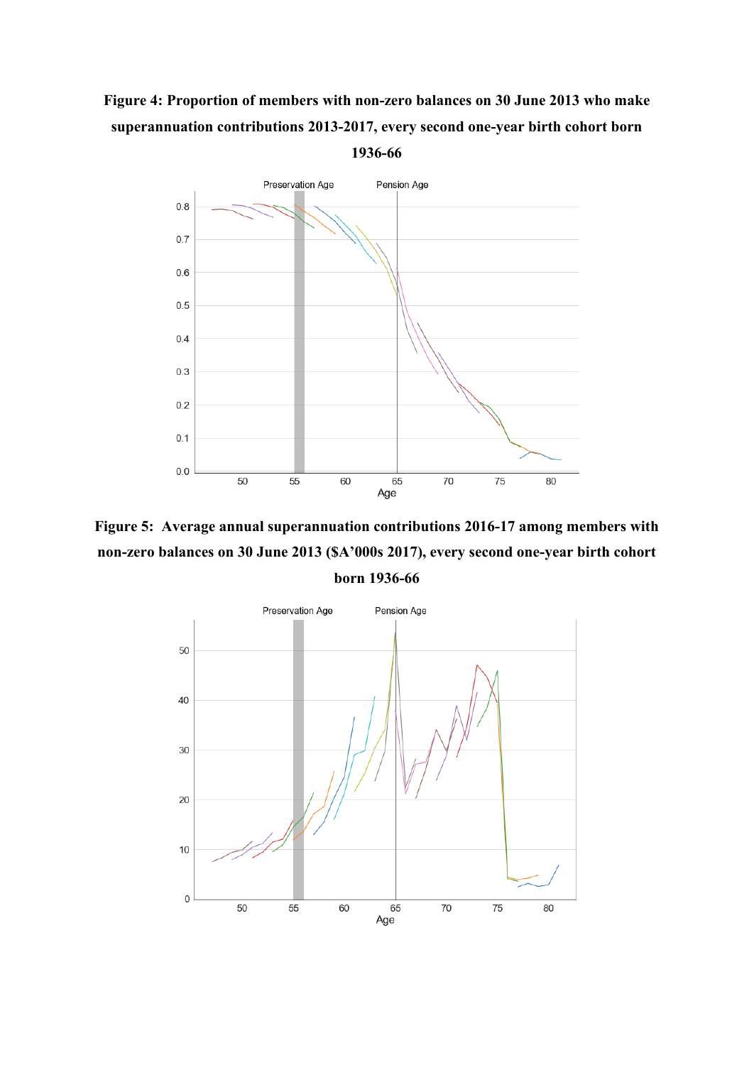**Figure 4: Proportion of members with non-zero balances on 30 June 2013 who make superannuation contributions 2013-2017, every second one-year birth cohort born 1936-66**

**Figure 5: Average annual superannuation contributions 2016-17 among members with non-zero balances on 30 June 2013 ($A'000s 2017), every second one-year birth cohort born 1936-66**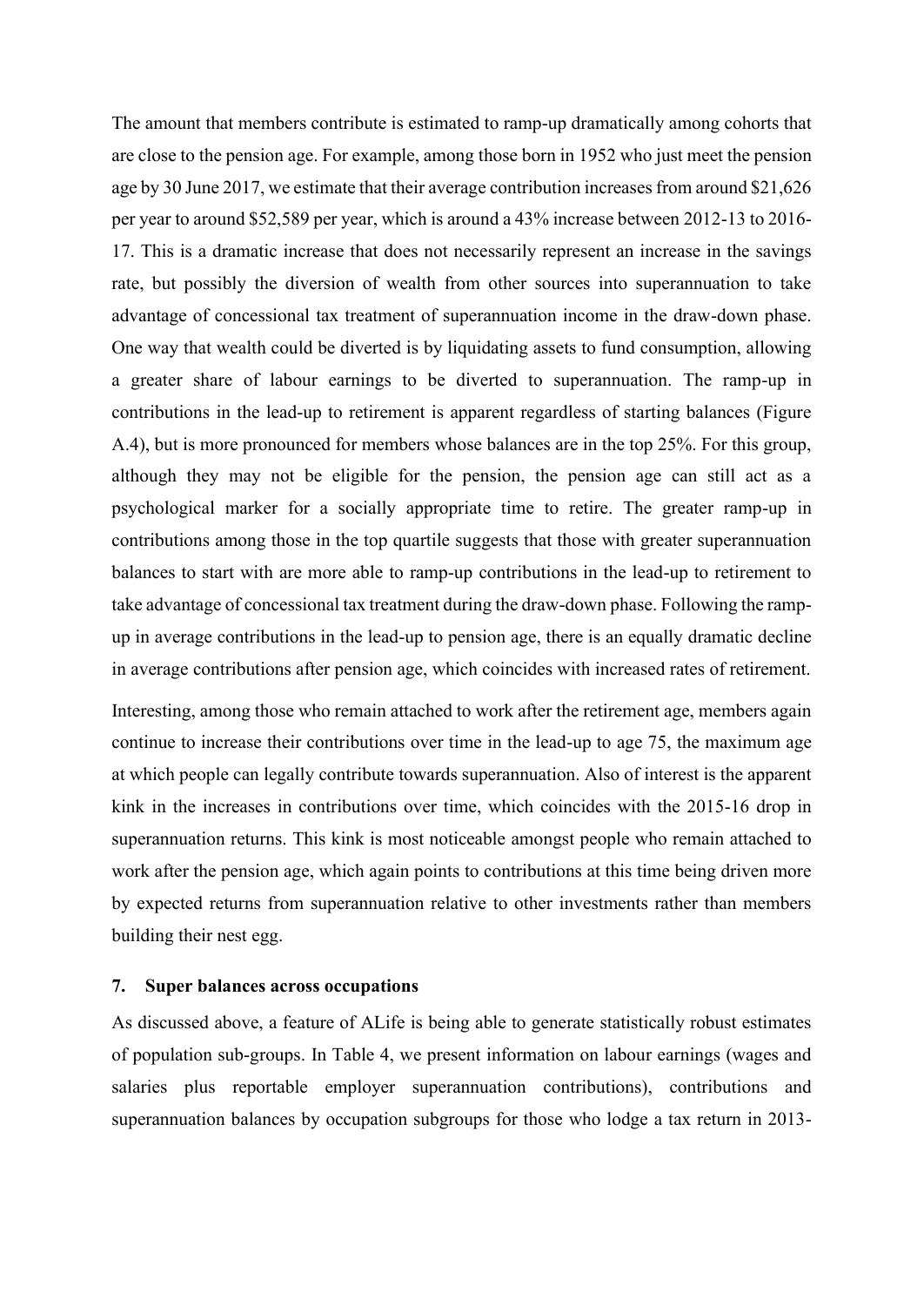The amount that members contribute is estimated to ramp-up dramatically among cohorts that are close to the pension age. For example, among those born in 1952 who just meet the pension age by 30 June 2017, we estimate that their average contribution increases from around \$21,626 per year to around \$52,589 per year, which is around a 43% increase between 2012-13 to 2016-17. This is a dramatic increase that does not necessarily represent an increase in the savings rate, but possibly the diversion of wealth from other sources into superannuation to take advantage of concessional tax treatment of superannuation income in the draw-down phase. One way that wealth could be diverted is by liquidating assets to fund consumption, allowing a greater share of labour earnings to be diverted to superannuation. The ramp-up in contributions in the lead-up to retirement is apparent regardless of starting balances (Figure A.4), but is more pronounced for members whose balances are in the top 25%. For this group, although they may not be eligible for the pension, the pension age can still act as a psychological marker for a socially appropriate time to retire. The greater ramp-up in contributions among those in the top quartile suggests that those with greater superannuation balances to start with are more able to ramp-up contributions in the lead-up to retirement to take advantage of concessional tax treatment during the draw-down phase. Following the ramp-up in average contributions in the lead-up to pension age, there is an equally dramatic decline in average contributions after pension age, which coincides with increased rates of retirement.

Interesting, among those who remain attached to work after the retirement age, members again continue to increase their contributions over time in the lead-up to age 75, the maximum age at which people can legally contribute towards superannuation. Also of interest is the apparent kink in the increases in contributions over time, which coincides with the 2015-16 drop in superannuation returns. This kink is most noticeable amongst people who remain attached to work after the pension age, which again points to contributions at this time being driven more by expected returns from superannuation relative to other investments rather than members building their nest egg.

## 7. Super balances across occupations

As discussed above, a feature of ALife is being able to generate statistically robust estimates of population sub-groups. In Table 4, we present information on labour earnings (wages and salaries plus reportable employer superannuation contributions), contributions and superannuation balances by occupation subgroups for those who lodge a tax return in 2013-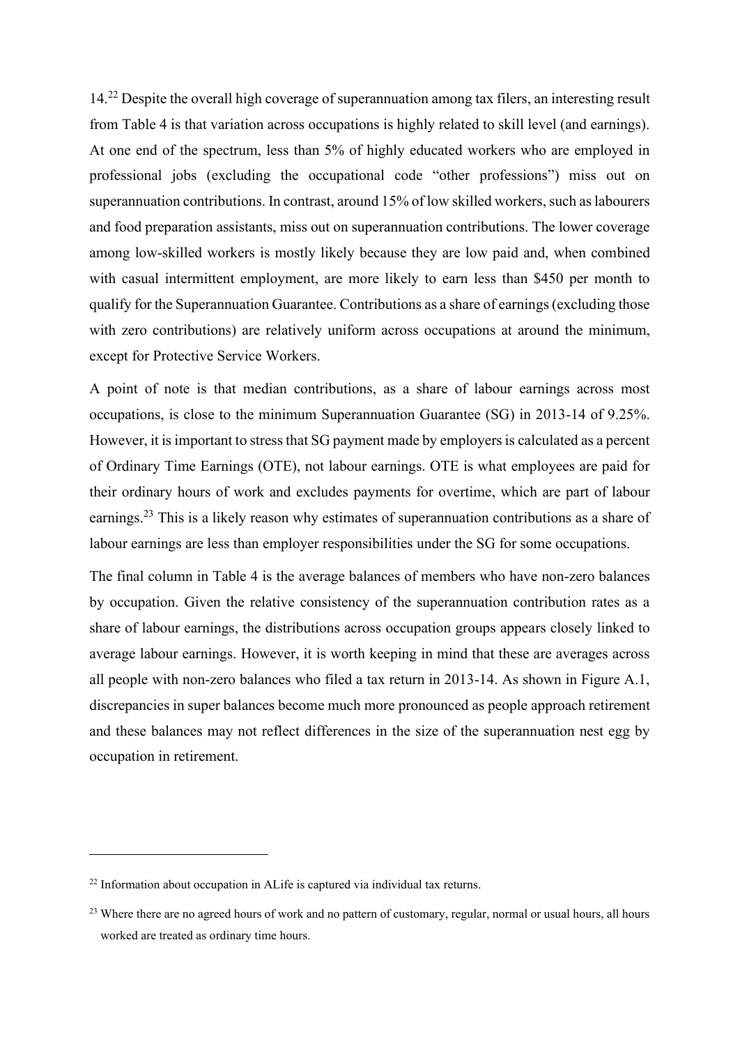14.[22] Despite the overall high coverage of superannuation among tax filers, an interesting result from Table 4 is that variation across occupations is highly related to skill level (and earnings). At one end of the spectrum, less than 5% of highly educated workers who are employed in professional jobs (excluding the occupational code "other professions") miss out on superannuation contributions. In contrast, around 15% of low skilled workers, such as labourers and food preparation assistants, miss out on superannuation contributions. The lower coverage among low-skilled workers is mostly likely because they are low paid and, when combined with casual intermittent employment, are more likely to earn less than $450 per month to qualify for the Superannuation Guarantee. Contributions as a share of earnings (excluding those with zero contributions) are relatively uniform across occupations at around the minimum, except for Protective Service Workers.

A point of note is that median contributions, as a share of labour earnings across most occupations, is close to the minimum Superannuation Guarantee (SG) in 2013-14 of 9.25%. However, it is important to stress that SG payment made by employers is calculated as a percent of Ordinary Time Earnings (OTE), not labour earnings. OTE is what employees are paid for their ordinary hours of work and excludes payments for overtime, which are part of labour earnings.[23] This is a likely reason why estimates of superannuation contributions as a share of labour earnings are less than employer responsibilities under the SG for some occupations.

The final column in Table 4 is the average balances of members who have non-zero balances by occupation. Given the relative consistency of the superannuation contribution rates as a share of labour earnings, the distributions across occupation groups appears closely linked to average labour earnings. However, it is worth keeping in mind that these are averages across all people with non-zero balances who filed a tax return in 2013-14. As shown in Figure A.1, discrepancies in super balances become much more pronounced as people approach retirement and these balances may not reflect differences in the size of the superannuation nest egg by occupation in retirement.

---

[22] Information about occupation in ALife is captured via individual tax returns.

[23] Where there are no agreed hours of work and no pattern of customary, regular, normal or usual hours, all hours worked are treated as ordinary time hours.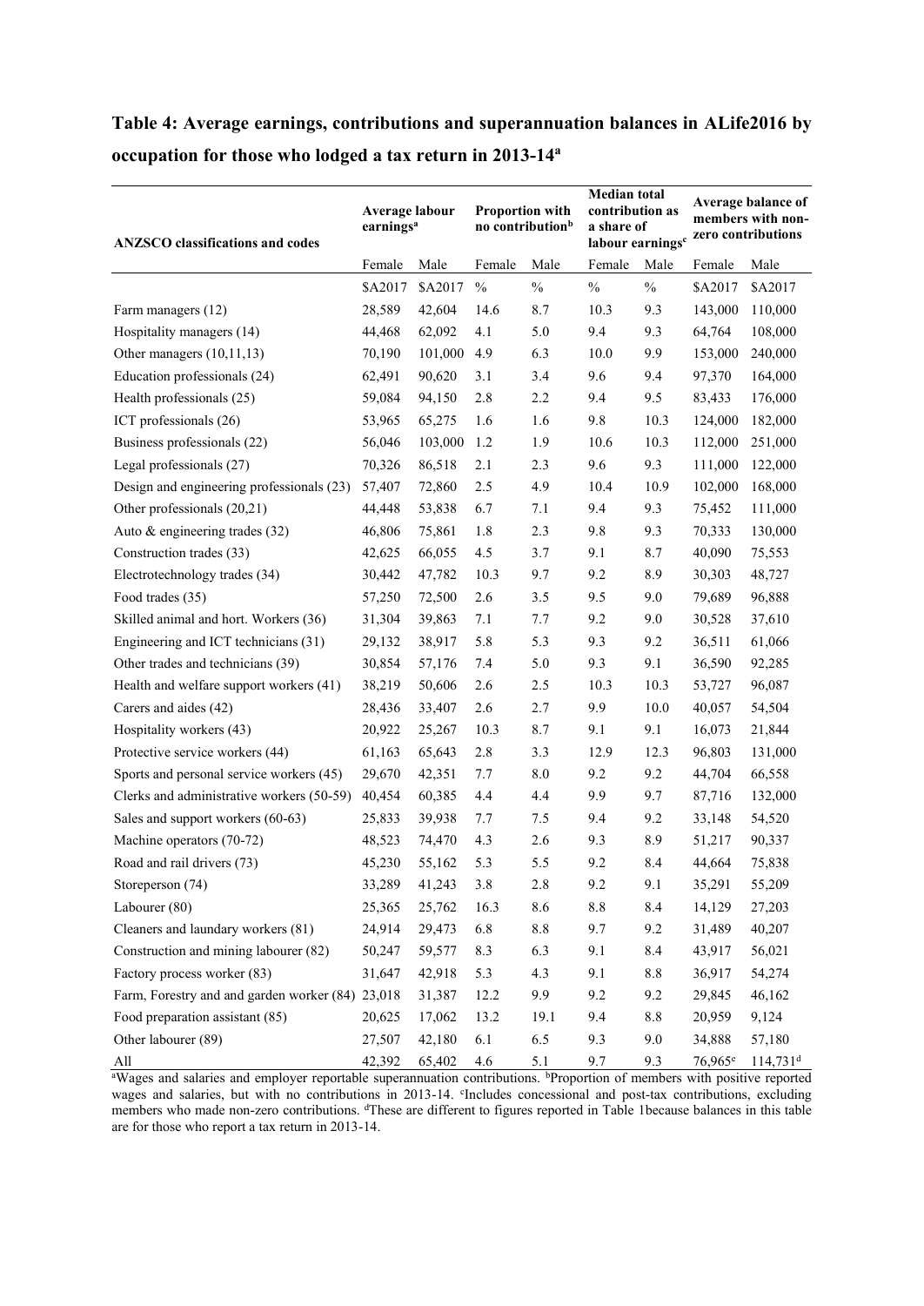**Table 4: Average earnings, contributions and superannuation balances in ALife2016 by occupation for those who lodged a tax return in 2013-14[a]**

| ANZSCO classifications and codes | Average labour earnings[a] | | Proportion with no contribution[b] | | Median total contribution as a share of labour earnings[c] | | Average balance of members with non-zero contributions | |
|---|---|---|---|---|---|---|---|---|
| | Female | Male | Female | Male | Female | Male | Female | Male |
| | \$A2017 | \$A2017 | % | % | % | % | \$A2017 | \$A2017 |
| Farm managers (12) | 28,589 | 42,604 | 14.6 | 8.7 | 10.3 | 9.3 | 143,000 | 110,000 |
| Hospitality managers (14) | 44,468 | 62,092 | 4.1 | 5.0 | 9.4 | 9.3 | 64,764 | 108,000 |
| Other managers (10,11,13) | 70,190 | 101,000 | 4.9 | 6.3 | 10.0 | 9.9 | 153,000 | 240,000 |
| Education professionals (24) | 62,491 | 90,620 | 3.1 | 3.4 | 9.6 | 9.4 | 97,370 | 164,000 |
| Health professionals (25) | 59,084 | 94,150 | 2.8 | 2.2 | 9.4 | 9.5 | 83,433 | 176,000 |
| ICT professionals (26) | 53,965 | 65,275 | 1.6 | 1.6 | 9.8 | 10.3 | 124,000 | 182,000 |
| Business professionals (22) | 56,046 | 103,000 | 1.2 | 1.9 | 10.6 | 10.3 | 112,000 | 251,000 |
| Legal professionals (27) | 70,326 | 86,518 | 2.1 | 2.3 | 9.6 | 9.3 | 111,000 | 122,000 |
| Design and engineering professionals (23) | 57,407 | 72,860 | 2.5 | 4.9 | 10.4 | 10.9 | 102,000 | 168,000 |
| Other professionals (20,21) | 44,448 | 53,838 | 6.7 | 7.1 | 9.4 | 9.3 | 75,452 | 111,000 |
| Auto & engineering trades (32) | 46,806 | 75,861 | 1.8 | 2.3 | 9.8 | 9.3 | 70,333 | 130,000 |
| Construction trades (33) | 42,625 | 66,055 | 4.5 | 3.7 | 9.1 | 8.7 | 40,090 | 75,553 |
| Electrotechnology trades (34) | 30,442 | 47,782 | 10.3 | 9.7 | 9.2 | 8.9 | 30,303 | 48,727 |
| Food trades (35) | 57,250 | 72,500 | 2.6 | 3.5 | 9.5 | 9.0 | 79,689 | 96,888 |
| Skilled animal and hort. Workers (36) | 31,304 | 39,863 | 7.1 | 7.7 | 9.2 | 9.0 | 30,528 | 37,610 |
| Engineering and ICT technicians (31) | 29,132 | 38,917 | 5.8 | 5.3 | 9.3 | 9.2 | 36,511 | 61,066 |
| Other trades and technicians (39) | 30,854 | 57,176 | 7.4 | 5.0 | 9.3 | 9.1 | 36,590 | 92,285 |
| Health and welfare support workers (41) | 38,219 | 50,606 | 2.6 | 2.5 | 10.3 | 10.3 | 53,727 | 96,087 |
| Carers and aides (42) | 28,436 | 33,407 | 2.6 | 2.7 | 9.9 | 10.0 | 40,057 | 54,504 |
| Hospitality workers (43) | 20,922 | 25,267 | 10.3 | 8.7 | 9.1 | 9.1 | 16,073 | 21,844 |
| Protective service workers (44) | 61,163 | 65,643 | 2.8 | 3.3 | 12.9 | 12.3 | 96,803 | 131,000 |
| Sports and personal service workers (45) | 29,670 | 42,351 | 7.7 | 8.0 | 9.2 | 9.2 | 44,704 | 66,558 |
| Clerks and administrative workers (50-59) | 40,454 | 60,385 | 4.4 | 4.4 | 9.9 | 9.7 | 87,716 | 132,000 |
| Sales and support workers (60-63) | 25,833 | 39,938 | 7.7 | 7.5 | 9.4 | 9.2 | 33,148 | 54,520 |
| Machine operators (70-72) | 48,523 | 74,470 | 4.3 | 2.6 | 9.3 | 8.9 | 51,217 | 90,337 |
| Road and rail drivers (73) | 45,230 | 55,162 | 5.3 | 5.5 | 9.2 | 8.4 | 44,664 | 75,838 |
| Storeperson (74) | 33,289 | 41,243 | 3.8 | 2.8 | 9.2 | 9.1 | 35,291 | 55,209 |
| Labourer (80) | 25,365 | 25,762 | 16.3 | 8.6 | 8.8 | 8.4 | 14,129 | 27,203 |
| Cleaners and laundary workers (81) | 24,914 | 29,473 | 6.8 | 8.8 | 9.7 | 9.2 | 31,489 | 40,207 |
| Construction and mining labourer (82) | 50,247 | 59,577 | 8.3 | 6.3 | 9.1 | 8.4 | 43,917 | 56,021 |
| Factory process worker (83) | 31,647 | 42,918 | 5.3 | 4.3 | 9.1 | 8.8 | 36,917 | 54,274 |
| Farm, Forestry and and garden worker (84) | 23,018 | 31,387 | 12.2 | 9.9 | 9.2 | 9.2 | 29,845 | 46,162 |
| Food preparation assistant (85) | 20,625 | 17,062 | 13.2 | 19.1 | 9.4 | 8.8 | 20,959 | 9,124 |
| Other labourer (89) | 27,507 | 42,180 | 6.1 | 6.5 | 9.3 | 9.0 | 34,888 | 57,180 |
| All | 42,392 | 65,402 | 4.6 | 5.1 | 9.7 | 9.3 | 76,965[e] | 114,731[d] |

[a]Wages and salaries and employer reportable superannuation contributions. [b]Proportion of members with positive reported wages and salaries, but with no contributions in 2013-14. [c]Includes concessional and post-tax contributions, excluding members who made non-zero contributions. [d]These are different to figures reported in Table 1because balances in this table are for those who report a tax return in 2013-14.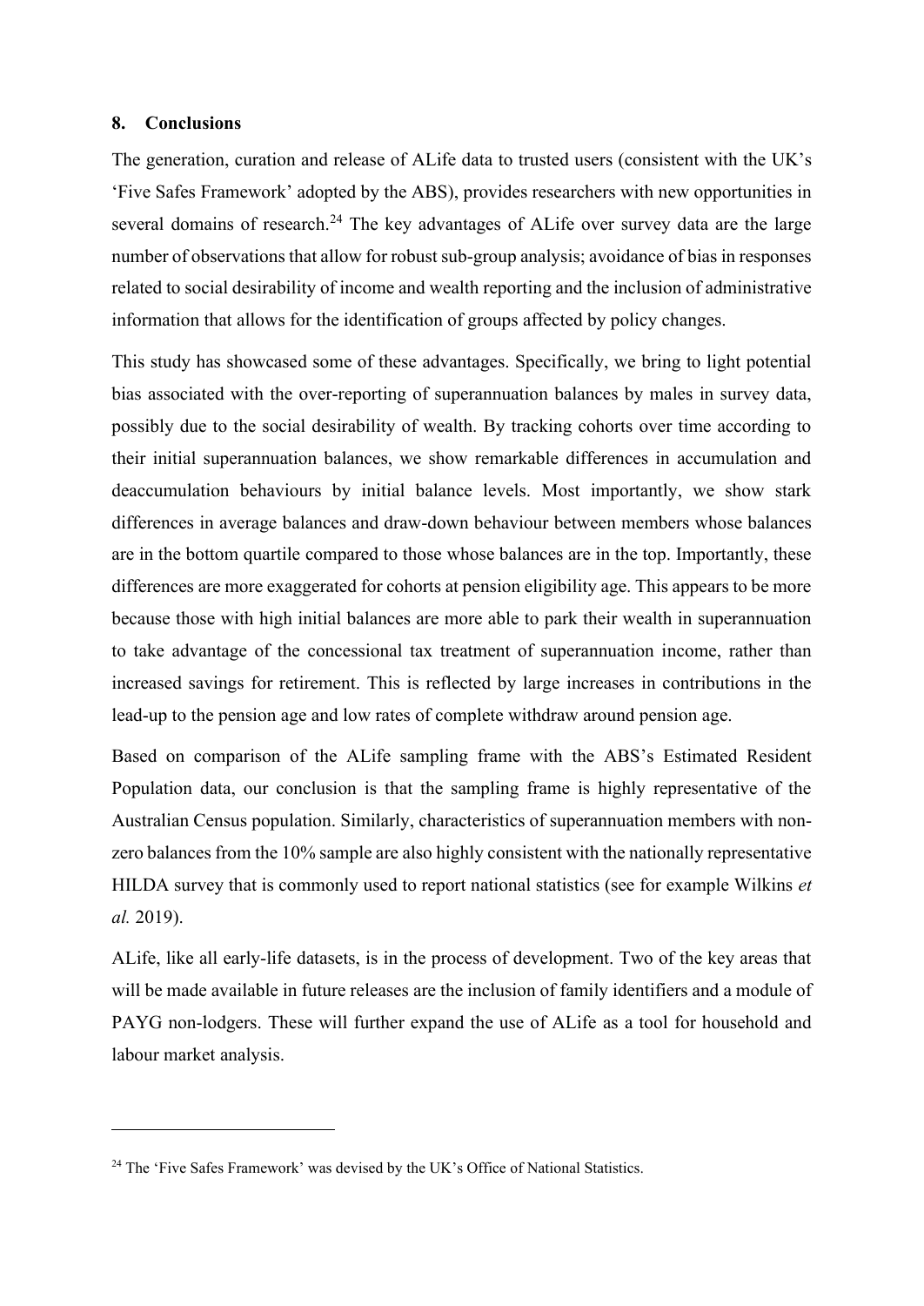## 8. Conclusions

The generation, curation and release of ALife data to trusted users (consistent with the UK's 'Five Safes Framework' adopted by the ABS), provides researchers with new opportunities in several domains of research.[24] The key advantages of ALife over survey data are the large number of observations that allow for robust sub-group analysis; avoidance of bias in responses related to social desirability of income and wealth reporting and the inclusion of administrative information that allows for the identification of groups affected by policy changes.

This study has showcased some of these advantages. Specifically, we bring to light potential bias associated with the over-reporting of superannuation balances by males in survey data, possibly due to the social desirability of wealth. By tracking cohorts over time according to their initial superannuation balances, we show remarkable differences in accumulation and deaccumulation behaviours by initial balance levels. Most importantly, we show stark differences in average balances and draw-down behaviour between members whose balances are in the bottom quartile compared to those whose balances are in the top. Importantly, these differences are more exaggerated for cohorts at pension eligibility age. This appears to be more because those with high initial balances are more able to park their wealth in superannuation to take advantage of the concessional tax treatment of superannuation income, rather than increased savings for retirement. This is reflected by large increases in contributions in the lead-up to the pension age and low rates of complete withdraw around pension age.

Based on comparison of the ALife sampling frame with the ABS's Estimated Resident Population data, our conclusion is that the sampling frame is highly representative of the Australian Census population. Similarly, characteristics of superannuation members with non-zero balances from the 10% sample are also highly consistent with the nationally representative HILDA survey that is commonly used to report national statistics (see for example Wilkins *et al.* 2019).

ALife, like all early-life datasets, is in the process of development. Two of the key areas that will be made available in future releases are the inclusion of family identifiers and a module of PAYG non-lodgers. These will further expand the use of ALife as a tool for household and labour market analysis.

---

[24] The 'Five Safes Framework' was devised by the UK's Office of National Statistics.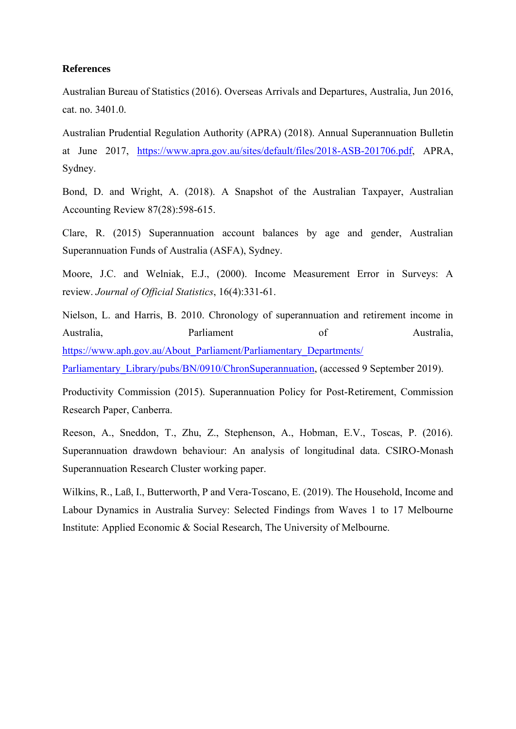**References**

Australian Bureau of Statistics (2016). Overseas Arrivals and Departures, Australia, Jun 2016, cat. no. 3401.0.

Australian Prudential Regulation Authority (APRA) (2018). Annual Superannuation Bulletin at June 2017, https://www.apra.gov.au/sites/default/files/2018-ASB-201706.pdf, APRA, Sydney.

Bond, D. and Wright, A. (2018). A Snapshot of the Australian Taxpayer, Australian Accounting Review 87(28):598-615.

Clare, R. (2015) Superannuation account balances by age and gender, Australian Superannuation Funds of Australia (ASFA), Sydney.

Moore, J.C. and Welniak, E.J., (2000). Income Measurement Error in Surveys: A review. *Journal of Official Statistics*, 16(4):331-61.

Nielson, L. and Harris, B. 2010. Chronology of superannuation and retirement income in Australia, Parliament of Australia, https://www.aph.gov.au/About_Parliament/Parliamentary_Departments/Parliamentary_Library/pubs/BN/0910/ChronSuperannuation, (accessed 9 September 2019).

Productivity Commission (2015). Superannuation Policy for Post-Retirement, Commission Research Paper, Canberra.

Reeson, A., Sneddon, T., Zhu, Z., Stephenson, A., Hobman, E.V., Toscas, P. (2016). Superannuation drawdown behaviour: An analysis of longitudinal data. CSIRO-Monash Superannuation Research Cluster working paper.

Wilkins, R., Laß, I., Butterworth, P and Vera-Toscano, E. (2019). The Household, Income and Labour Dynamics in Australia Survey: Selected Findings from Waves 1 to 17 Melbourne Institute: Applied Economic & Social Research, The University of Melbourne.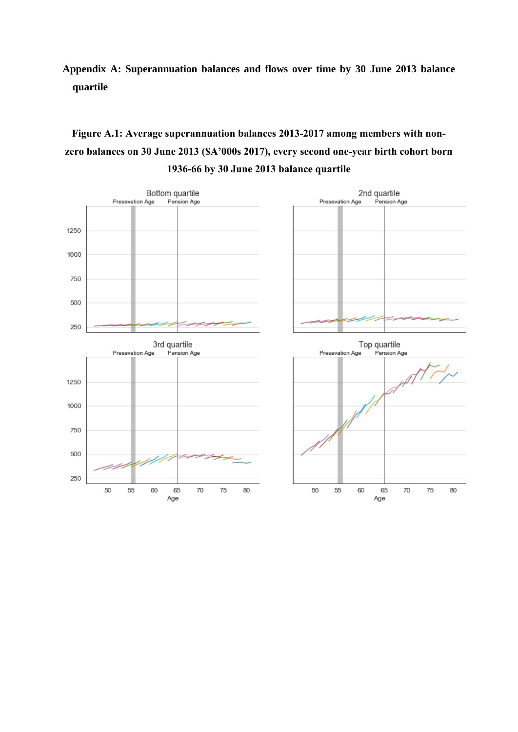# Appendix A: Superannuation balances and flows over time by 30 June 2013 balance quartile

**Figure A.1: Average superannuation balances 2013-2017 among members with non-zero balances on 30 June 2013 ($A'000s 2017), every second one-year birth cohort born 1936-66 by 30 June 2013 balance quartile**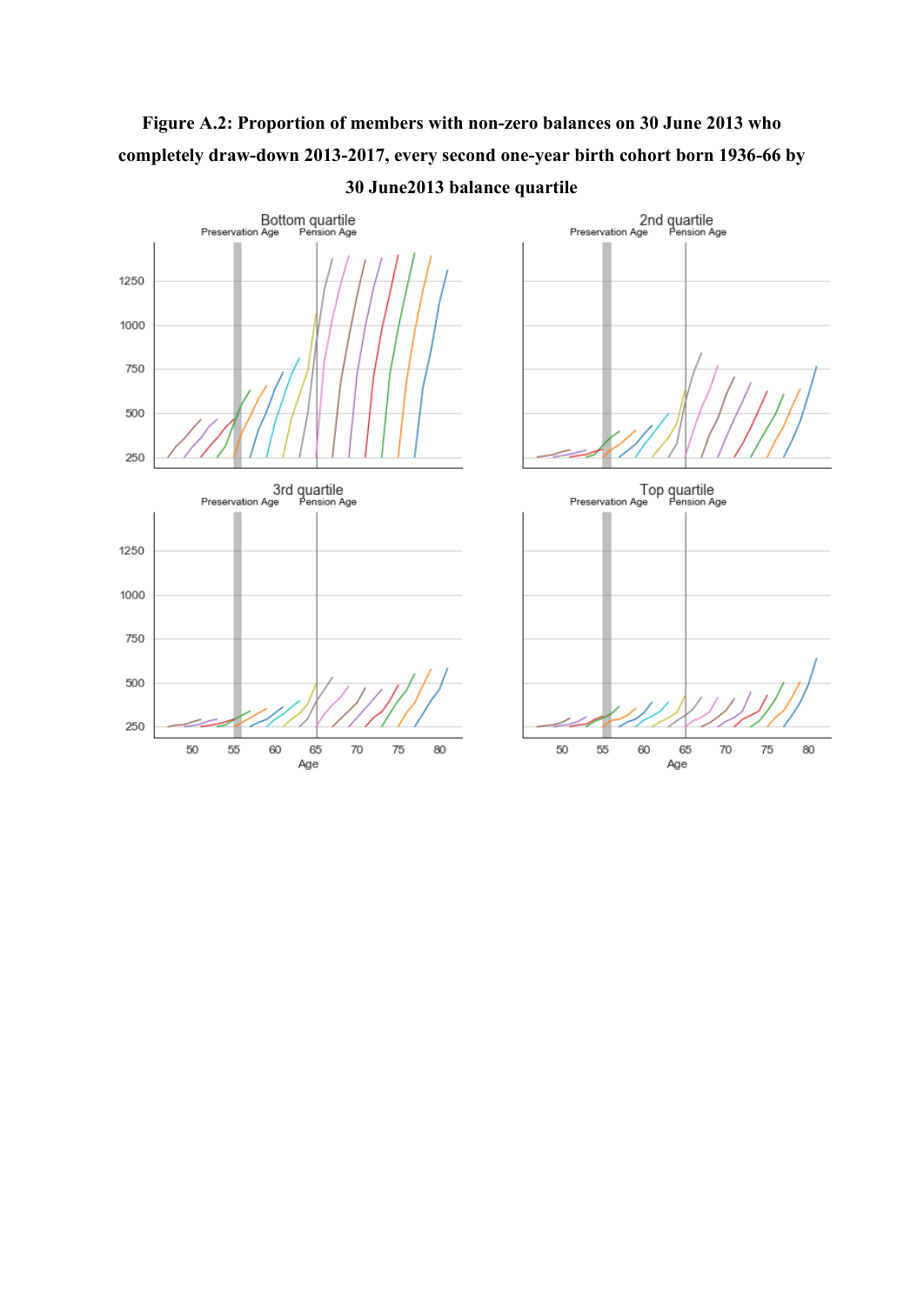**Figure A.2: Proportion of members with non-zero balances on 30 June 2013 who completely draw-down 2013-2017, every second one-year birth cohort born 1936-66 by 30 June2013 balance quartile**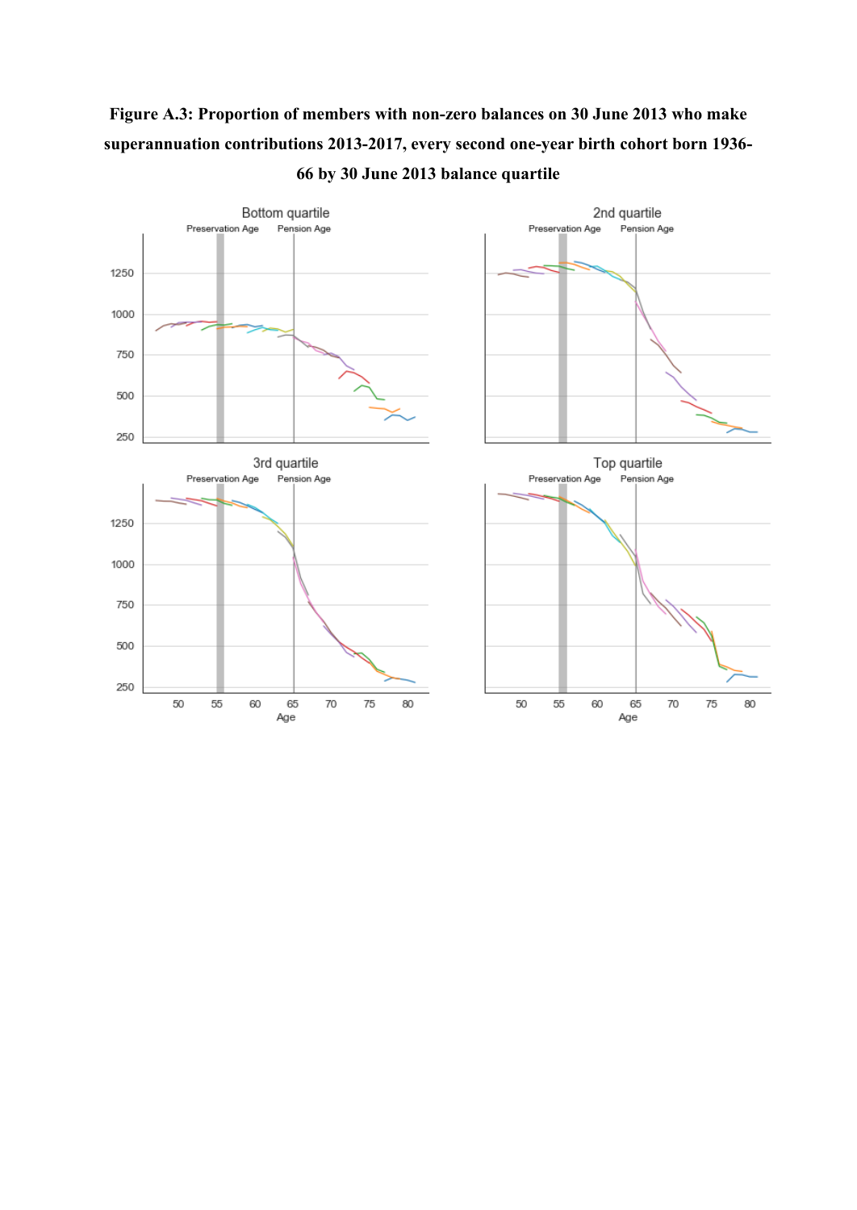**Figure A.3: Proportion of members with non-zero balances on 30 June 2013 who make superannuation contributions 2013-2017, every second one-year birth cohort born 1936-66 by 30 June 2013 balance quartile**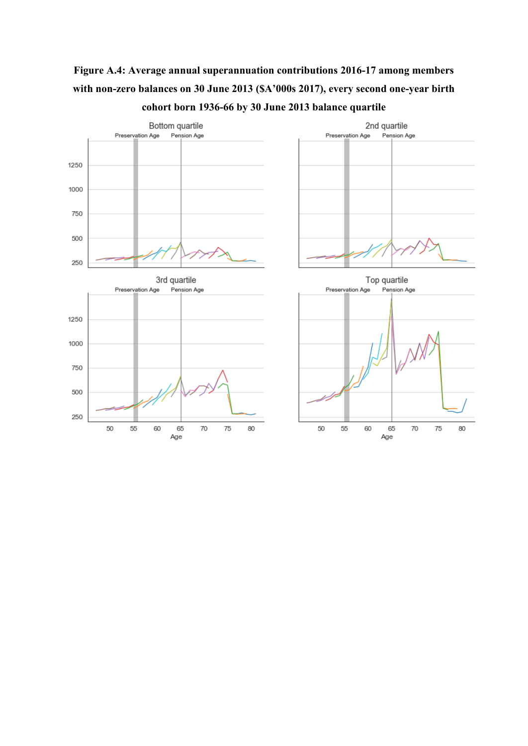**Figure A.4: Average annual superannuation contributions 2016-17 among members with non-zero balances on 30 June 2013 ($A'000s 2017), every second one-year birth cohort born 1936-66 by 30 June 2013 balance quartile**

Bottom quartile

Preservation Age

Pension Age

1250

1000

750

500

250

2nd quartile

Preservation Age

Pension Age

3rd quartile

Preservation Age

Pension Age

1250

1000

750

500

250

50 55 60 65 70 75 80

Age

Top quartile

Preservation Age

Pension Age

50 55 60 65 70 75 80

Age